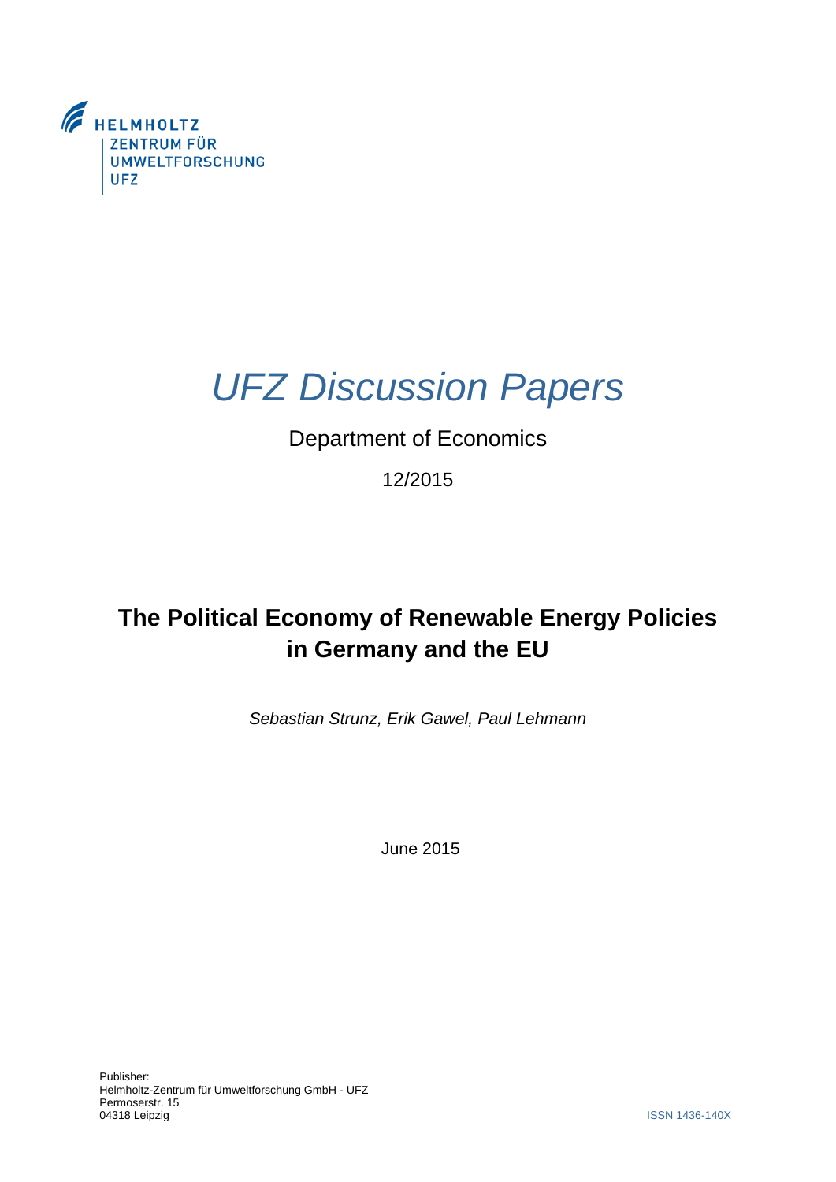HELMHOLTZ
ZENTRUM FÜR
UMWELTFORSCHUNG
UFZ

# *UFZ Discussion Papers*

Department of Economics

12/2015

## The Political Economy of Renewable Energy Policies in Germany and the EU

*Sebastian Strunz, Erik Gawel, Paul Lehmann*

June 2015

Publisher:
Helmholtz-Zentrum für Umweltforschung GmbH - UFZ
Permoserstr. 15
04318 Leipzig

ISSN 1436-140X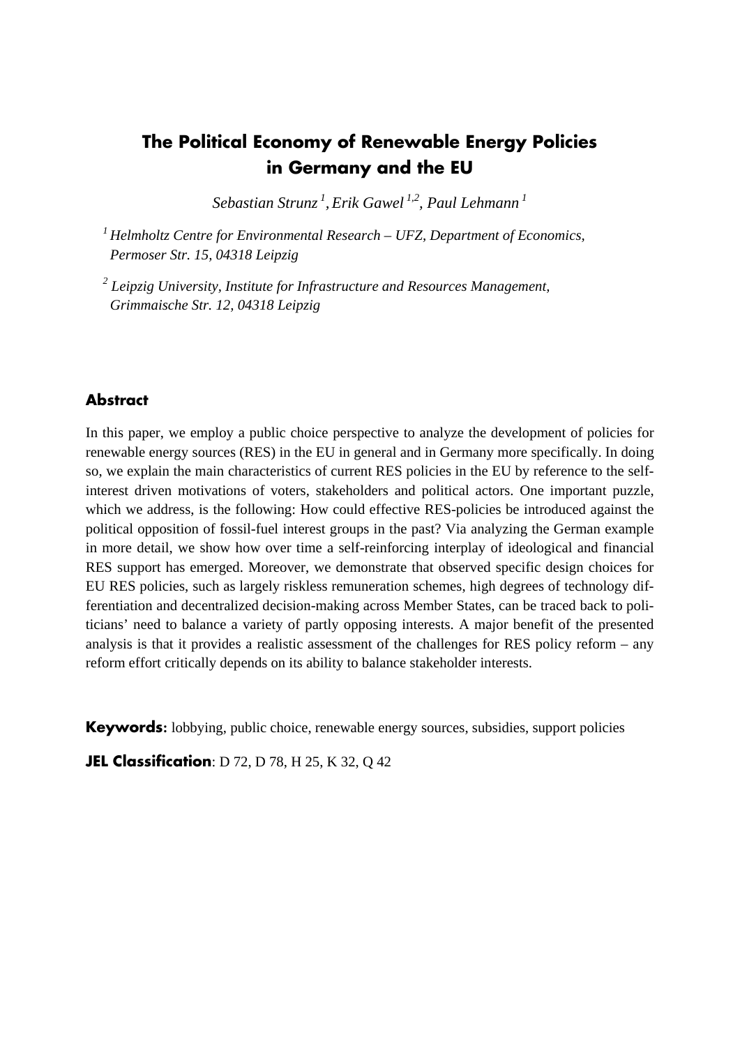# The Political Economy of Renewable Energy Policies in Germany and the EU

*Sebastian Strunz* [1], *Erik Gawel* [1,2], *Paul Lehmann* [1]

[1] *Helmholtz Centre for Environmental Research – UFZ, Department of Economics, Permoser Str. 15, 04318 Leipzig*

[2] *Leipzig University, Institute for Infrastructure and Resources Management, Grimmaische Str. 12, 04318 Leipzig*

## Abstract

In this paper, we employ a public choice perspective to analyze the development of policies for renewable energy sources (RES) in the EU in general and in Germany more specifically. In doing so, we explain the main characteristics of current RES policies in the EU by reference to the self-interest driven motivations of voters, stakeholders and political actors. One important puzzle, which we address, is the following: How could effective RES-policies be introduced against the political opposition of fossil-fuel interest groups in the past? Via analyzing the German example in more detail, we show how over time a self-reinforcing interplay of ideological and financial RES support has emerged. Moreover, we demonstrate that observed specific design choices for EU RES policies, such as largely riskless remuneration schemes, high degrees of technology differentiation and decentralized decision-making across Member States, can be traced back to politicians' need to balance a variety of partly opposing interests. A major benefit of the presented analysis is that it provides a realistic assessment of the challenges for RES policy reform – any reform effort critically depends on its ability to balance stakeholder interests.

**Keywords:** lobbying, public choice, renewable energy sources, subsidies, support policies

**JEL Classification**: D 72, D 78, H 25, K 32, Q 42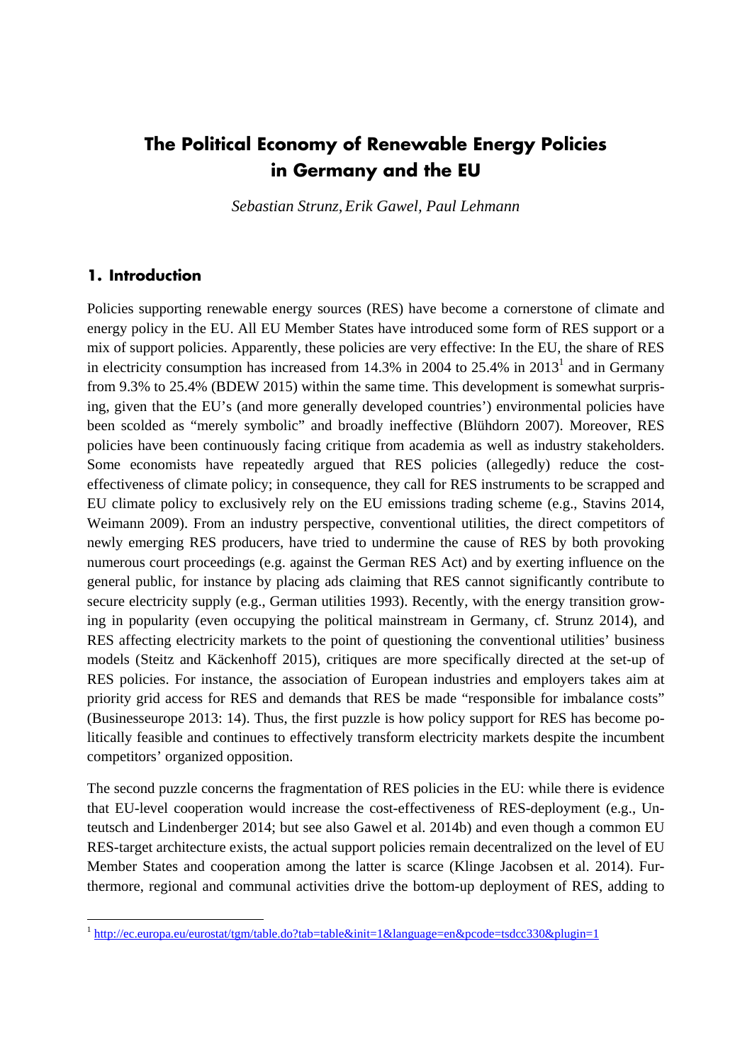# The Political Economy of Renewable Energy Policies in Germany and the EU

*Sebastian Strunz, Erik Gawel, Paul Lehmann*

## 1. Introduction

Policies supporting renewable energy sources (RES) have become a cornerstone of climate and energy policy in the EU. All EU Member States have introduced some form of RES support or a mix of support policies. Apparently, these policies are very effective: In the EU, the share of RES in electricity consumption has increased from 14.3% in 2004 to 25.4% in 2013[1] and in Germany from 9.3% to 25.4% (BDEW 2015) within the same time. This development is somewhat surprising, given that the EU's (and more generally developed countries') environmental policies have been scolded as "merely symbolic" and broadly ineffective (Blühdorn 2007). Moreover, RES policies have been continuously facing critique from academia as well as industry stakeholders. Some economists have repeatedly argued that RES policies (allegedly) reduce the cost-effectiveness of climate policy; in consequence, they call for RES instruments to be scrapped and EU climate policy to exclusively rely on the EU emissions trading scheme (e.g., Stavins 2014, Weimann 2009). From an industry perspective, conventional utilities, the direct competitors of newly emerging RES producers, have tried to undermine the cause of RES by both provoking numerous court proceedings (e.g. against the German RES Act) and by exerting influence on the general public, for instance by placing ads claiming that RES cannot significantly contribute to secure electricity supply (e.g., German utilities 1993). Recently, with the energy transition growing in popularity (even occupying the political mainstream in Germany, cf. Strunz 2014), and RES affecting electricity markets to the point of questioning the conventional utilities' business models (Steitz and Käckenhoff 2015), critiques are more specifically directed at the set-up of RES policies. For instance, the association of European industries and employers takes aim at priority grid access for RES and demands that RES be made "responsible for imbalance costs" (Businesseurope 2013: 14). Thus, the first puzzle is how policy support for RES has become politically feasible and continues to effectively transform electricity markets despite the incumbent competitors' organized opposition.

The second puzzle concerns the fragmentation of RES policies in the EU: while there is evidence that EU-level cooperation would increase the cost-effectiveness of RES-deployment (e.g., Unteutsch and Lindenberger 2014; but see also Gawel et al. 2014b) and even though a common EU RES-target architecture exists, the actual support policies remain decentralized on the level of EU Member States and cooperation among the latter is scarce (Klinge Jacobsen et al. 2014). Furthermore, regional and communal activities drive the bottom-up deployment of RES, adding to

[1] http://ec.europa.eu/eurostat/tgm/table.do?tab=table&init=1&language=en&pcode=tsdcc330&plugin=1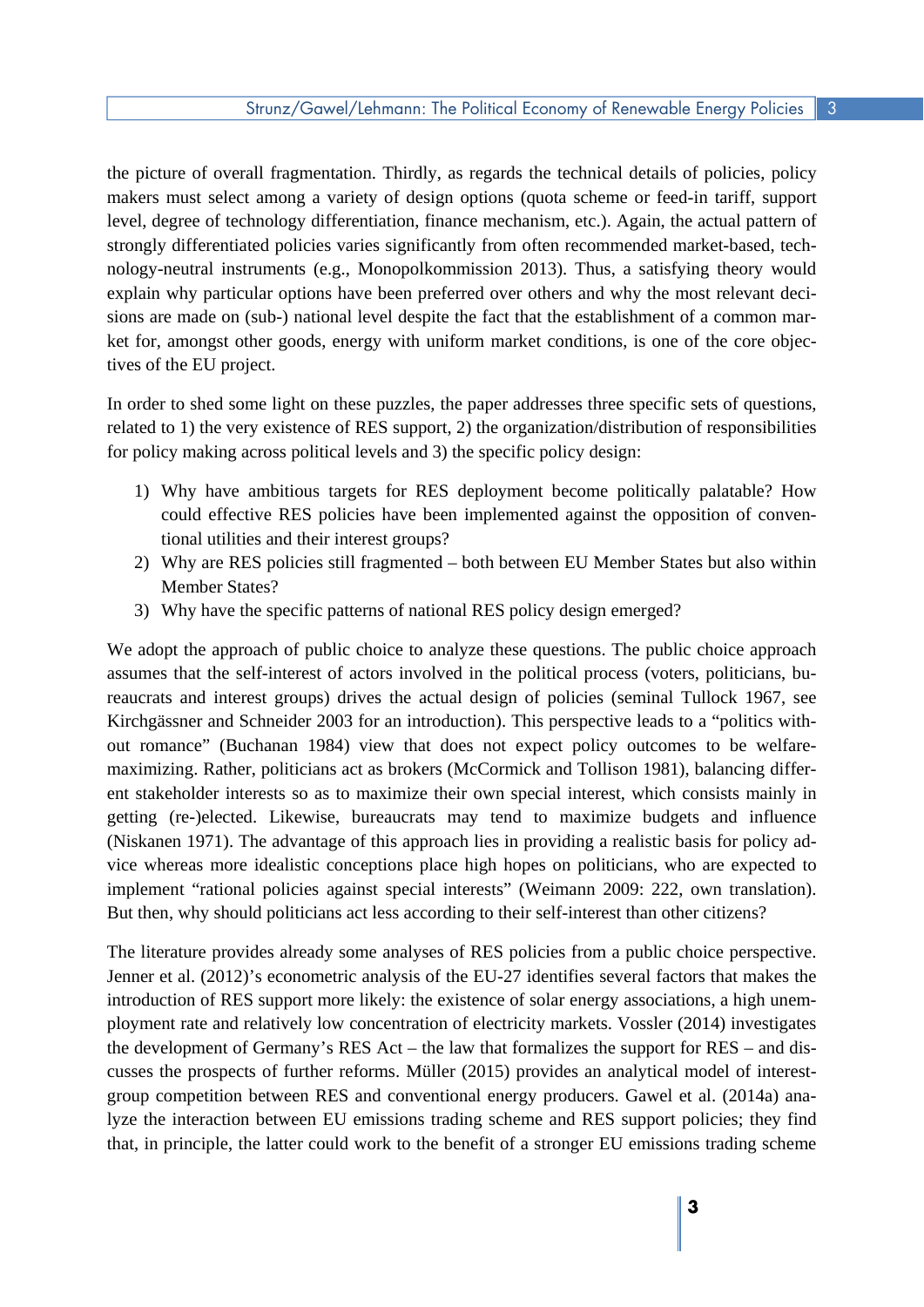the picture of overall fragmentation. Thirdly, as regards the technical details of policies, policy makers must select among a variety of design options (quota scheme or feed-in tariff, support level, degree of technology differentiation, finance mechanism, etc.). Again, the actual pattern of strongly differentiated policies varies significantly from often recommended market-based, technology-neutral instruments (e.g., Monopolkommission 2013). Thus, a satisfying theory would explain why particular options have been preferred over others and why the most relevant decisions are made on (sub-) national level despite the fact that the establishment of a common market for, amongst other goods, energy with uniform market conditions, is one of the core objectives of the EU project.

In order to shed some light on these puzzles, the paper addresses three specific sets of questions, related to 1) the very existence of RES support, 2) the organization/distribution of responsibilities for policy making across political levels and 3) the specific policy design:

1) Why have ambitious targets for RES deployment become politically palatable? How could effective RES policies have been implemented against the opposition of conventional utilities and their interest groups?
2) Why are RES policies still fragmented – both between EU Member States but also within Member States?
3) Why have the specific patterns of national RES policy design emerged?

We adopt the approach of public choice to analyze these questions. The public choice approach assumes that the self-interest of actors involved in the political process (voters, politicians, bureaucrats and interest groups) drives the actual design of policies (seminal Tullock 1967, see Kirchgässner and Schneider 2003 for an introduction). This perspective leads to a "politics without romance" (Buchanan 1984) view that does not expect policy outcomes to be welfare-maximizing. Rather, politicians act as brokers (McCormick and Tollison 1981), balancing different stakeholder interests so as to maximize their own special interest, which consists mainly in getting (re-)elected. Likewise, bureaucrats may tend to maximize budgets and influence (Niskanen 1971). The advantage of this approach lies in providing a realistic basis for policy advice whereas more idealistic conceptions place high hopes on politicians, who are expected to implement "rational policies against special interests" (Weimann 2009: 222, own translation). But then, why should politicians act less according to their self-interest than other citizens?

The literature provides already some analyses of RES policies from a public choice perspective. Jenner et al. (2012)'s econometric analysis of the EU-27 identifies several factors that makes the introduction of RES support more likely: the existence of solar energy associations, a high unemployment rate and relatively low concentration of electricity markets. Vossler (2014) investigates the development of Germany's RES Act – the law that formalizes the support for RES – and discusses the prospects of further reforms. Müller (2015) provides an analytical model of interest-group competition between RES and conventional energy producers. Gawel et al. (2014a) analyze the interaction between EU emissions trading scheme and RES support policies; they find that, in principle, the latter could work to the benefit of a stronger EU emissions trading scheme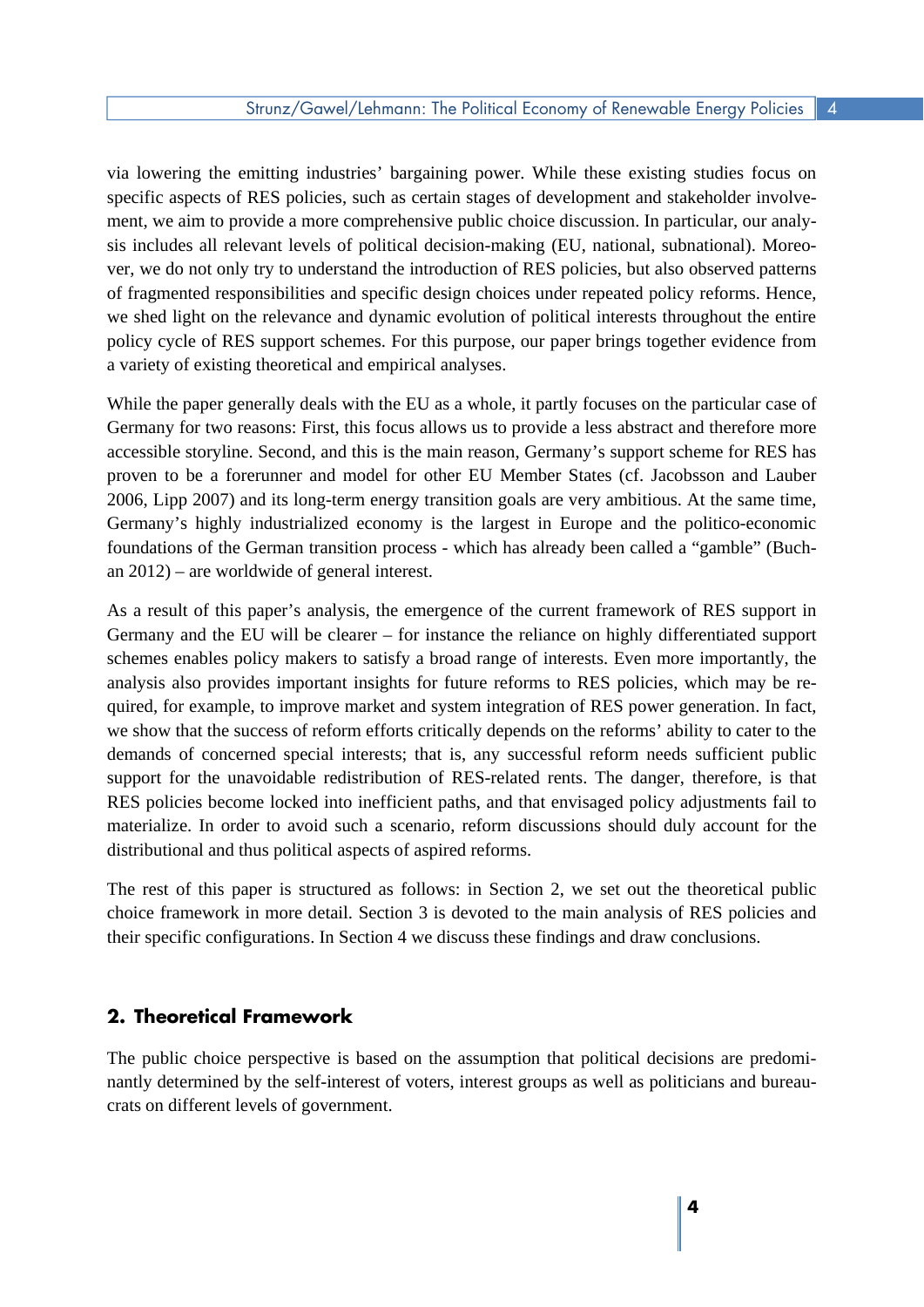via lowering the emitting industries' bargaining power. While these existing studies focus on specific aspects of RES policies, such as certain stages of development and stakeholder involvement, we aim to provide a more comprehensive public choice discussion. In particular, our analysis includes all relevant levels of political decision-making (EU, national, subnational). Moreover, we do not only try to understand the introduction of RES policies, but also observed patterns of fragmented responsibilities and specific design choices under repeated policy reforms. Hence, we shed light on the relevance and dynamic evolution of political interests throughout the entire policy cycle of RES support schemes. For this purpose, our paper brings together evidence from a variety of existing theoretical and empirical analyses.

While the paper generally deals with the EU as a whole, it partly focuses on the particular case of Germany for two reasons: First, this focus allows us to provide a less abstract and therefore more accessible storyline. Second, and this is the main reason, Germany's support scheme for RES has proven to be a forerunner and model for other EU Member States (cf. Jacobsson and Lauber 2006, Lipp 2007) and its long-term energy transition goals are very ambitious. At the same time, Germany's highly industrialized economy is the largest in Europe and the politico-economic foundations of the German transition process - which has already been called a "gamble" (Buchan 2012) – are worldwide of general interest.

As a result of this paper's analysis, the emergence of the current framework of RES support in Germany and the EU will be clearer – for instance the reliance on highly differentiated support schemes enables policy makers to satisfy a broad range of interests. Even more importantly, the analysis also provides important insights for future reforms to RES policies, which may be required, for example, to improve market and system integration of RES power generation. In fact, we show that the success of reform efforts critically depends on the reforms' ability to cater to the demands of concerned special interests; that is, any successful reform needs sufficient public support for the unavoidable redistribution of RES-related rents. The danger, therefore, is that RES policies become locked into inefficient paths, and that envisaged policy adjustments fail to materialize. In order to avoid such a scenario, reform discussions should duly account for the distributional and thus political aspects of aspired reforms.

The rest of this paper is structured as follows: in Section 2, we set out the theoretical public choice framework in more detail. Section 3 is devoted to the main analysis of RES policies and their specific configurations. In Section 4 we discuss these findings and draw conclusions.

## 2. Theoretical Framework

The public choice perspective is based on the assumption that political decisions are predominantly determined by the self-interest of voters, interest groups as well as politicians and bureaucrats on different levels of government.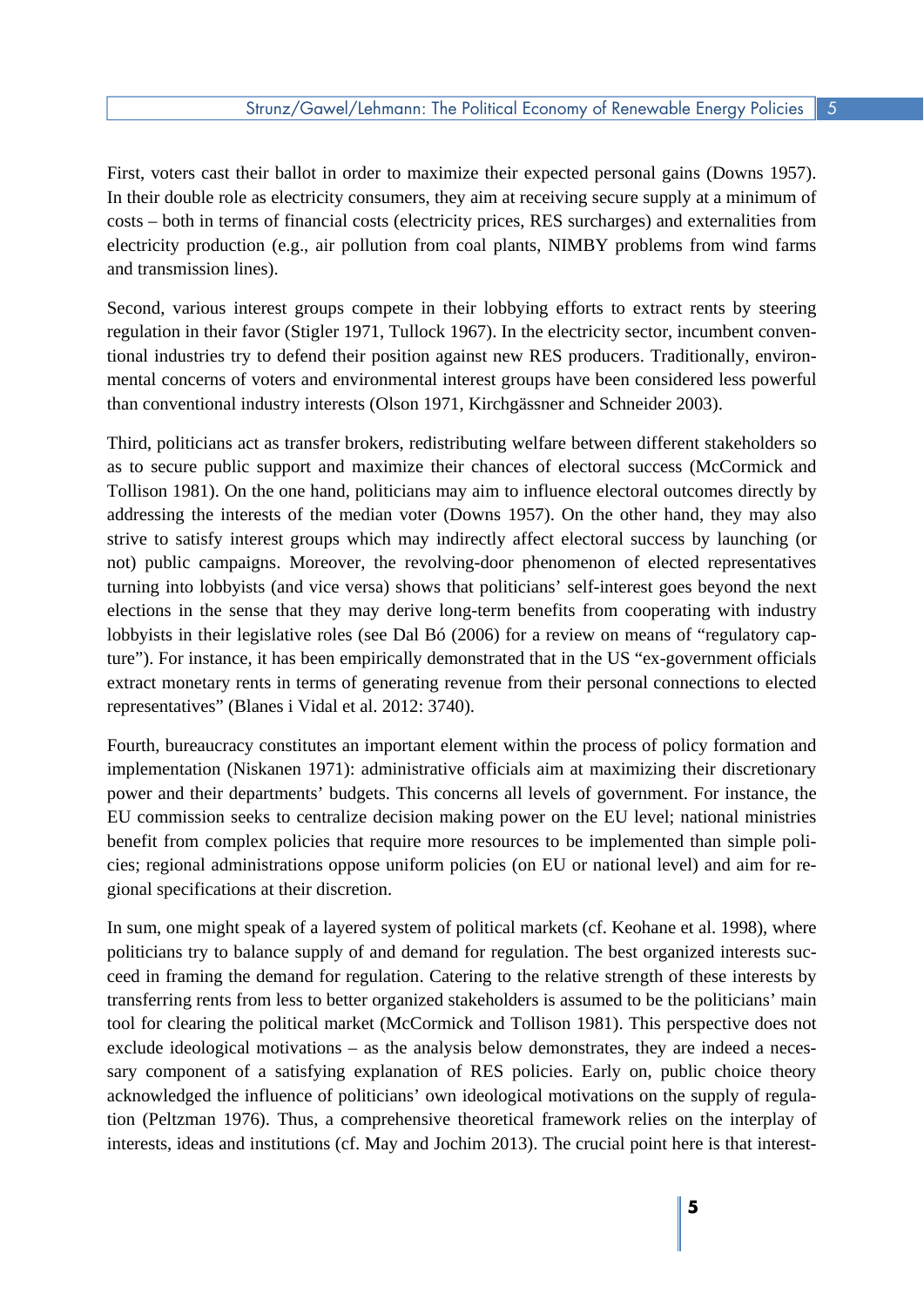First, voters cast their ballot in order to maximize their expected personal gains (Downs 1957). In their double role as electricity consumers, they aim at receiving secure supply at a minimum of costs – both in terms of financial costs (electricity prices, RES surcharges) and externalities from electricity production (e.g., air pollution from coal plants, NIMBY problems from wind farms and transmission lines).

Second, various interest groups compete in their lobbying efforts to extract rents by steering regulation in their favor (Stigler 1971, Tullock 1967). In the electricity sector, incumbent conventional industries try to defend their position against new RES producers. Traditionally, environmental concerns of voters and environmental interest groups have been considered less powerful than conventional industry interests (Olson 1971, Kirchgässner and Schneider 2003).

Third, politicians act as transfer brokers, redistributing welfare between different stakeholders so as to secure public support and maximize their chances of electoral success (McCormick and Tollison 1981). On the one hand, politicians may aim to influence electoral outcomes directly by addressing the interests of the median voter (Downs 1957). On the other hand, they may also strive to satisfy interest groups which may indirectly affect electoral success by launching (or not) public campaigns. Moreover, the revolving-door phenomenon of elected representatives turning into lobbyists (and vice versa) shows that politicians' self-interest goes beyond the next elections in the sense that they may derive long-term benefits from cooperating with industry lobbyists in their legislative roles (see Dal Bó (2006) for a review on means of "regulatory capture"). For instance, it has been empirically demonstrated that in the US "ex-government officials extract monetary rents in terms of generating revenue from their personal connections to elected representatives" (Blanes i Vidal et al. 2012: 3740).

Fourth, bureaucracy constitutes an important element within the process of policy formation and implementation (Niskanen 1971): administrative officials aim at maximizing their discretionary power and their departments' budgets. This concerns all levels of government. For instance, the EU commission seeks to centralize decision making power on the EU level; national ministries benefit from complex policies that require more resources to be implemented than simple policies; regional administrations oppose uniform policies (on EU or national level) and aim for regional specifications at their discretion.

In sum, one might speak of a layered system of political markets (cf. Keohane et al. 1998), where politicians try to balance supply of and demand for regulation. The best organized interests succeed in framing the demand for regulation. Catering to the relative strength of these interests by transferring rents from less to better organized stakeholders is assumed to be the politicians' main tool for clearing the political market (McCormick and Tollison 1981). This perspective does not exclude ideological motivations – as the analysis below demonstrates, they are indeed a necessary component of a satisfying explanation of RES policies. Early on, public choice theory acknowledged the influence of politicians' own ideological motivations on the supply of regulation (Peltzman 1976). Thus, a comprehensive theoretical framework relies on the interplay of interests, ideas and institutions (cf. May and Jochim 2013). The crucial point here is that interest-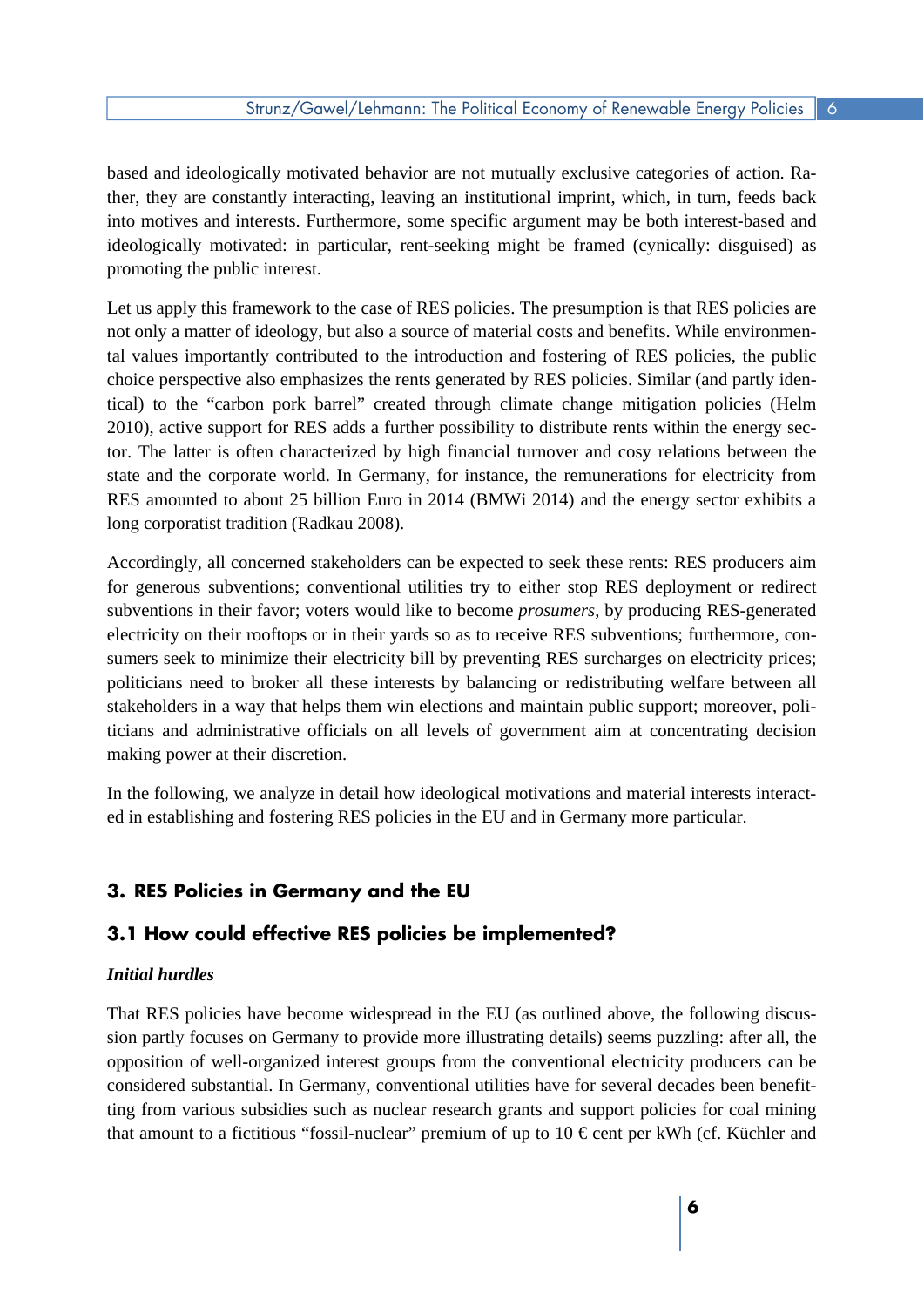based and ideologically motivated behavior are not mutually exclusive categories of action. Rather, they are constantly interacting, leaving an institutional imprint, which, in turn, feeds back into motives and interests. Furthermore, some specific argument may be both interest-based and ideologically motivated: in particular, rent-seeking might be framed (cynically: disguised) as promoting the public interest.

Let us apply this framework to the case of RES policies. The presumption is that RES policies are not only a matter of ideology, but also a source of material costs and benefits. While environmental values importantly contributed to the introduction and fostering of RES policies, the public choice perspective also emphasizes the rents generated by RES policies. Similar (and partly identical) to the "carbon pork barrel" created through climate change mitigation policies (Helm 2010), active support for RES adds a further possibility to distribute rents within the energy sector. The latter is often characterized by high financial turnover and cosy relations between the state and the corporate world. In Germany, for instance, the remunerations for electricity from RES amounted to about 25 billion Euro in 2014 (BMWi 2014) and the energy sector exhibits a long corporatist tradition (Radkau 2008).

Accordingly, all concerned stakeholders can be expected to seek these rents: RES producers aim for generous subventions; conventional utilities try to either stop RES deployment or redirect subventions in their favor; voters would like to become *prosumers*, by producing RES-generated electricity on their rooftops or in their yards so as to receive RES subventions; furthermore, consumers seek to minimize their electricity bill by preventing RES surcharges on electricity prices; politicians need to broker all these interests by balancing or redistributing welfare between all stakeholders in a way that helps them win elections and maintain public support; moreover, politicians and administrative officials on all levels of government aim at concentrating decision making power at their discretion.

In the following, we analyze in detail how ideological motivations and material interests interacted in establishing and fostering RES policies in the EU and in Germany more particular.

## 3. RES Policies in Germany and the EU

### 3.1 How could effective RES policies be implemented?

***Initial hurdles***

That RES policies have become widespread in the EU (as outlined above, the following discussion partly focuses on Germany to provide more illustrating details) seems puzzling: after all, the opposition of well-organized interest groups from the conventional electricity producers can be considered substantial. In Germany, conventional utilities have for several decades been benefitting from various subsidies such as nuclear research grants and support policies for coal mining that amount to a fictitious "fossil-nuclear" premium of up to 10 € cent per kWh (cf. Küchler and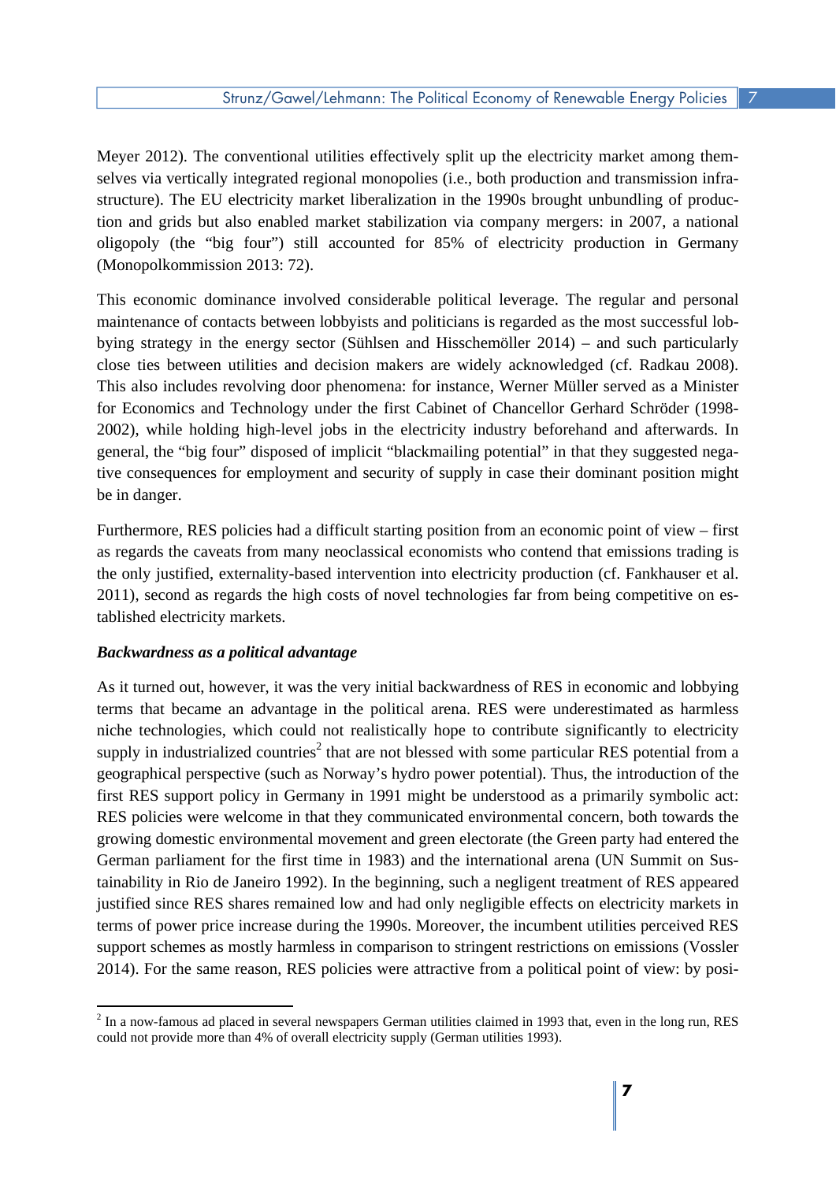Meyer 2012). The conventional utilities effectively split up the electricity market among themselves via vertically integrated regional monopolies (i.e., both production and transmission infrastructure). The EU electricity market liberalization in the 1990s brought unbundling of production and grids but also enabled market stabilization via company mergers: in 2007, a national oligopoly (the "big four") still accounted for 85% of electricity production in Germany (Monopolkommission 2013: 72).

This economic dominance involved considerable political leverage. The regular and personal maintenance of contacts between lobbyists and politicians is regarded as the most successful lobbying strategy in the energy sector (Sühlsen and Hisschemöller 2014) – and such particularly close ties between utilities and decision makers are widely acknowledged (cf. Radkau 2008). This also includes revolving door phenomena: for instance, Werner Müller served as a Minister for Economics and Technology under the first Cabinet of Chancellor Gerhard Schröder (1998-2002), while holding high-level jobs in the electricity industry beforehand and afterwards. In general, the "big four" disposed of implicit "blackmailing potential" in that they suggested negative consequences for employment and security of supply in case their dominant position might be in danger.

Furthermore, RES policies had a difficult starting position from an economic point of view – first as regards the caveats from many neoclassical economists who contend that emissions trading is the only justified, externality-based intervention into electricity production (cf. Fankhauser et al. 2011), second as regards the high costs of novel technologies far from being competitive on established electricity markets.

***Backwardness as a political advantage***

As it turned out, however, it was the very initial backwardness of RES in economic and lobbying terms that became an advantage in the political arena. RES were underestimated as harmless niche technologies, which could not realistically hope to contribute significantly to electricity supply in industrialized countries[2] that are not blessed with some particular RES potential from a geographical perspective (such as Norway's hydro power potential). Thus, the introduction of the first RES support policy in Germany in 1991 might be understood as a primarily symbolic act: RES policies were welcome in that they communicated environmental concern, both towards the growing domestic environmental movement and green electorate (the Green party had entered the German parliament for the first time in 1983) and the international arena (UN Summit on Sustainability in Rio de Janeiro 1992). In the beginning, such a negligent treatment of RES appeared justified since RES shares remained low and had only negligible effects on electricity markets in terms of power price increase during the 1990s. Moreover, the incumbent utilities perceived RES support schemes as mostly harmless in comparison to stringent restrictions on emissions (Vossler 2014). For the same reason, RES policies were attractive from a political point of view: by posi-

[2] In a now-famous ad placed in several newspapers German utilities claimed in 1993 that, even in the long run, RES could not provide more than 4% of overall electricity supply (German utilities 1993).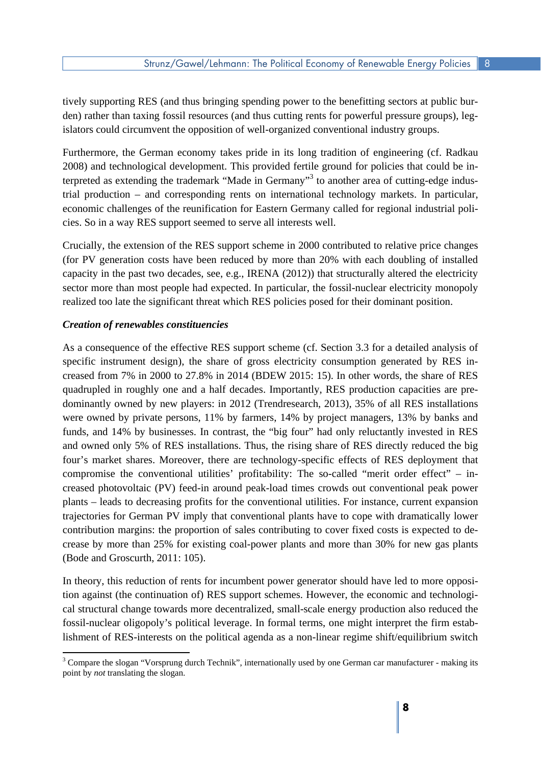tively supporting RES (and thus bringing spending power to the benefitting sectors at public burden) rather than taxing fossil resources (and thus cutting rents for powerful pressure groups), legislators could circumvent the opposition of well-organized conventional industry groups.

Furthermore, the German economy takes pride in its long tradition of engineering (cf. Radkau 2008) and technological development. This provided fertile ground for policies that could be interpreted as extending the trademark "Made in Germany"[3] to another area of cutting-edge industrial production – and corresponding rents on international technology markets. In particular, economic challenges of the reunification for Eastern Germany called for regional industrial policies. So in a way RES support seemed to serve all interests well.

Crucially, the extension of the RES support scheme in 2000 contributed to relative price changes (for PV generation costs have been reduced by more than 20% with each doubling of installed capacity in the past two decades, see, e.g., IRENA (2012)) that structurally altered the electricity sector more than most people had expected. In particular, the fossil-nuclear electricity monopoly realized too late the significant threat which RES policies posed for their dominant position.

***Creation of renewables constituencies***

As a consequence of the effective RES support scheme (cf. Section 3.3 for a detailed analysis of specific instrument design), the share of gross electricity consumption generated by RES increased from 7% in 2000 to 27.8% in 2014 (BDEW 2015: 15). In other words, the share of RES quadrupled in roughly one and a half decades. Importantly, RES production capacities are predominantly owned by new players: in 2012 (Trendresearch, 2013), 35% of all RES installations were owned by private persons, 11% by farmers, 14% by project managers, 13% by banks and funds, and 14% by businesses. In contrast, the "big four" had only reluctantly invested in RES and owned only 5% of RES installations. Thus, the rising share of RES directly reduced the big four's market shares. Moreover, there are technology-specific effects of RES deployment that compromise the conventional utilities' profitability: The so-called "merit order effect" – increased photovoltaic (PV) feed-in around peak-load times crowds out conventional peak power plants – leads to decreasing profits for the conventional utilities. For instance, current expansion trajectories for German PV imply that conventional plants have to cope with dramatically lower contribution margins: the proportion of sales contributing to cover fixed costs is expected to decrease by more than 25% for existing coal-power plants and more than 30% for new gas plants (Bode and Groscurth, 2011: 105).

In theory, this reduction of rents for incumbent power generator should have led to more opposition against (the continuation of) RES support schemes. However, the economic and technological structural change towards more decentralized, small-scale energy production also reduced the fossil-nuclear oligopoly's political leverage. In formal terms, one might interpret the firm establishment of RES-interests on the political agenda as a non-linear regime shift/equilibrium switch

---

[3] Compare the slogan "Vorsprung durch Technik", internationally used by one German car manufacturer - making its point by *not* translating the slogan.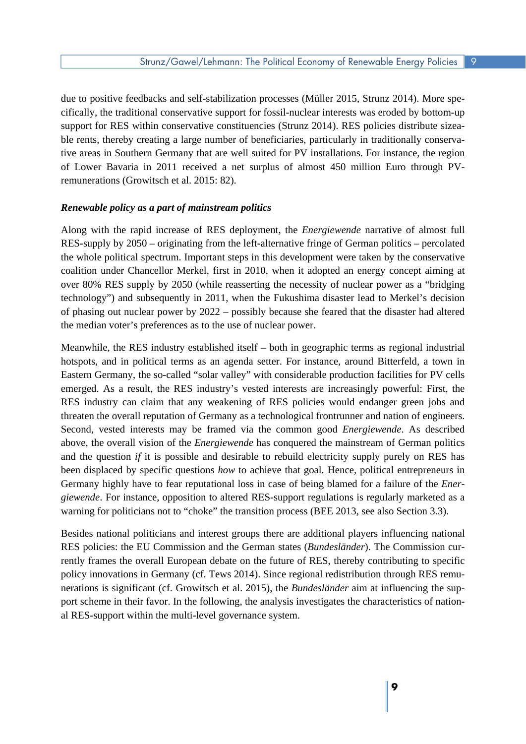due to positive feedbacks and self-stabilization processes (Müller 2015, Strunz 2014). More specifically, the traditional conservative support for fossil-nuclear interests was eroded by bottom-up support for RES within conservative constituencies (Strunz 2014). RES policies distribute sizeable rents, thereby creating a large number of beneficiaries, particularly in traditionally conservative areas in Southern Germany that are well suited for PV installations. For instance, the region of Lower Bavaria in 2011 received a net surplus of almost 450 million Euro through PV-remunerations (Growitsch et al. 2015: 82).

***Renewable policy as a part of mainstream politics***

Along with the rapid increase of RES deployment, the *Energiewende* narrative of almost full RES-supply by 2050 – originating from the left-alternative fringe of German politics – percolated the whole political spectrum. Important steps in this development were taken by the conservative coalition under Chancellor Merkel, first in 2010, when it adopted an energy concept aiming at over 80% RES supply by 2050 (while reasserting the necessity of nuclear power as a "bridging technology") and subsequently in 2011, when the Fukushima disaster lead to Merkel's decision of phasing out nuclear power by 2022 – possibly because she feared that the disaster had altered the median voter's preferences as to the use of nuclear power.

Meanwhile, the RES industry established itself – both in geographic terms as regional industrial hotspots, and in political terms as an agenda setter. For instance, around Bitterfeld, a town in Eastern Germany, the so-called "solar valley" with considerable production facilities for PV cells emerged. As a result, the RES industry's vested interests are increasingly powerful: First, the RES industry can claim that any weakening of RES policies would endanger green jobs and threaten the overall reputation of Germany as a technological frontrunner and nation of engineers. Second, vested interests may be framed via the common good *Energiewende*. As described above, the overall vision of the *Energiewende* has conquered the mainstream of German politics and the question *if* it is possible and desirable to rebuild electricity supply purely on RES has been displaced by specific questions *how* to achieve that goal. Hence, political entrepreneurs in Germany highly have to fear reputational loss in case of being blamed for a failure of the *Energiewende*. For instance, opposition to altered RES-support regulations is regularly marketed as a warning for politicians not to "choke" the transition process (BEE 2013, see also Section 3.3).

Besides national politicians and interest groups there are additional players influencing national RES policies: the EU Commission and the German states (*Bundesländer*). The Commission currently frames the overall European debate on the future of RES, thereby contributing to specific policy innovations in Germany (cf. Tews 2014). Since regional redistribution through RES remunerations is significant (cf. Growitsch et al. 2015), the *Bundesländer* aim at influencing the support scheme in their favor. In the following, the analysis investigates the characteristics of national RES-support within the multi-level governance system.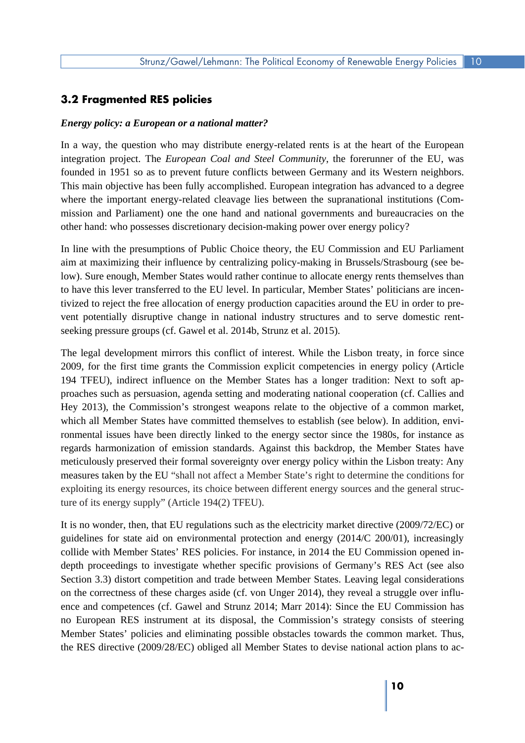## 3.2 Fragmented RES policies

***Energy policy: a European or a national matter?***

In a way, the question who may distribute energy-related rents is at the heart of the European integration project. The *European Coal and Steel Community*, the forerunner of the EU, was founded in 1951 so as to prevent future conflicts between Germany and its Western neighbors. This main objective has been fully accomplished. European integration has advanced to a degree where the important energy-related cleavage lies between the supranational institutions (Commission and Parliament) one the one hand and national governments and bureaucracies on the other hand: who possesses discretionary decision-making power over energy policy?

In line with the presumptions of Public Choice theory, the EU Commission and EU Parliament aim at maximizing their influence by centralizing policy-making in Brussels/Strasbourg (see below). Sure enough, Member States would rather continue to allocate energy rents themselves than to have this lever transferred to the EU level. In particular, Member States' politicians are incentivized to reject the free allocation of energy production capacities around the EU in order to prevent potentially disruptive change in national industry structures and to serve domestic rent-seeking pressure groups (cf. Gawel et al. 2014b, Strunz et al. 2015).

The legal development mirrors this conflict of interest. While the Lisbon treaty, in force since 2009, for the first time grants the Commission explicit competencies in energy policy (Article 194 TFEU), indirect influence on the Member States has a longer tradition: Next to soft approaches such as persuasion, agenda setting and moderating national cooperation (cf. Callies and Hey 2013), the Commission's strongest weapons relate to the objective of a common market, which all Member States have committed themselves to establish (see below). In addition, environmental issues have been directly linked to the energy sector since the 1980s, for instance as regards harmonization of emission standards. Against this backdrop, the Member States have meticulously preserved their formal sovereignty over energy policy within the Lisbon treaty: Any measures taken by the EU "shall not affect a Member State's right to determine the conditions for exploiting its energy resources, its choice between different energy sources and the general structure of its energy supply" (Article 194(2) TFEU).

It is no wonder, then, that EU regulations such as the electricity market directive (2009/72/EC) or guidelines for state aid on environmental protection and energy (2014/C 200/01), increasingly collide with Member States' RES policies. For instance, in 2014 the EU Commission opened in-depth proceedings to investigate whether specific provisions of Germany's RES Act (see also Section 3.3) distort competition and trade between Member States. Leaving legal considerations on the correctness of these charges aside (cf. von Unger 2014), they reveal a struggle over influence and competences (cf. Gawel and Strunz 2014; Marr 2014): Since the EU Commission has no European RES instrument at its disposal, the Commission's strategy consists of steering Member States' policies and eliminating possible obstacles towards the common market. Thus, the RES directive (2009/28/EC) obliged all Member States to devise national action plans to ac-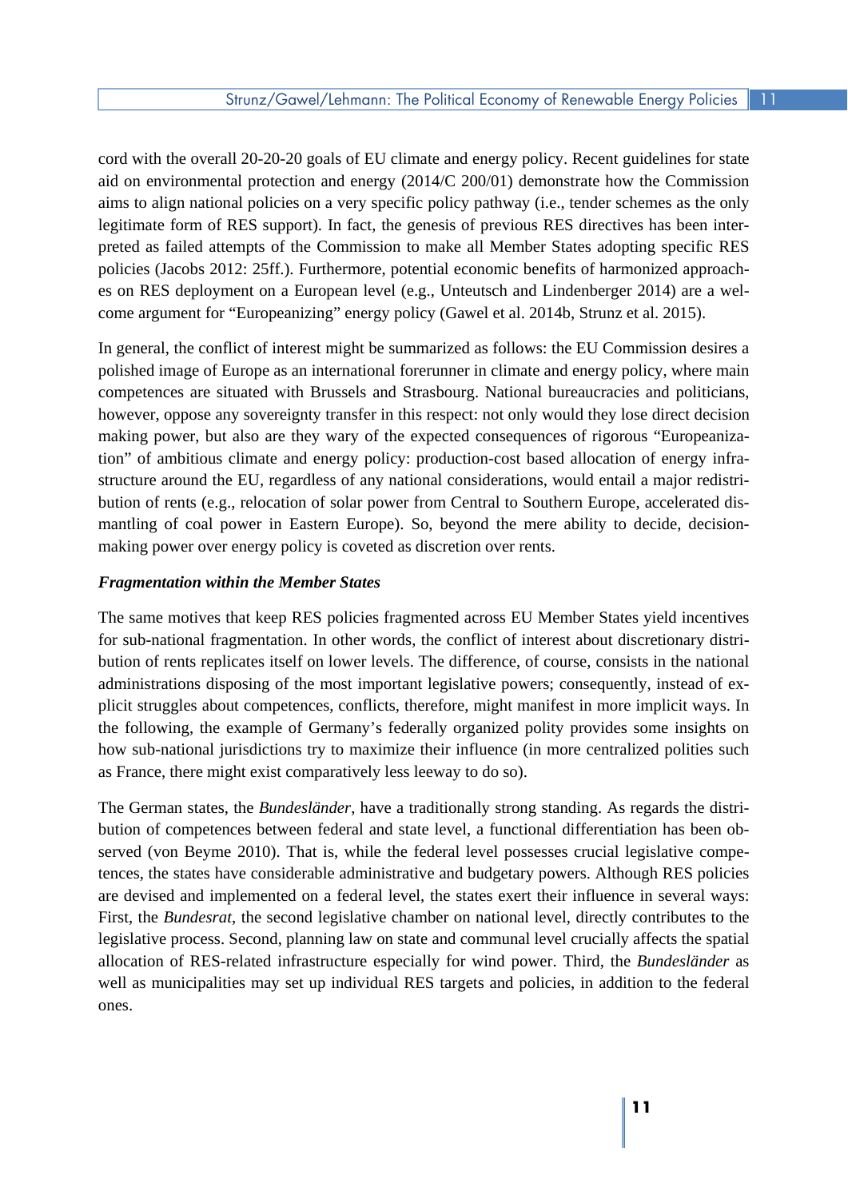cord with the overall 20-20-20 goals of EU climate and energy policy. Recent guidelines for state aid on environmental protection and energy (2014/C 200/01) demonstrate how the Commission aims to align national policies on a very specific policy pathway (i.e., tender schemes as the only legitimate form of RES support). In fact, the genesis of previous RES directives has been interpreted as failed attempts of the Commission to make all Member States adopting specific RES policies (Jacobs 2012: 25ff.). Furthermore, potential economic benefits of harmonized approaches on RES deployment on a European level (e.g., Unteutsch and Lindenberger 2014) are a welcome argument for "Europeanizing" energy policy (Gawel et al. 2014b, Strunz et al. 2015).

In general, the conflict of interest might be summarized as follows: the EU Commission desires a polished image of Europe as an international forerunner in climate and energy policy, where main competences are situated with Brussels and Strasbourg. National bureaucracies and politicians, however, oppose any sovereignty transfer in this respect: not only would they lose direct decision making power, but also are they wary of the expected consequences of rigorous "Europeanization" of ambitious climate and energy policy: production-cost based allocation of energy infrastructure around the EU, regardless of any national considerations, would entail a major redistribution of rents (e.g., relocation of solar power from Central to Southern Europe, accelerated dismantling of coal power in Eastern Europe). So, beyond the mere ability to decide, decision-making power over energy policy is coveted as discretion over rents.

***Fragmentation within the Member States***

The same motives that keep RES policies fragmented across EU Member States yield incentives for sub-national fragmentation. In other words, the conflict of interest about discretionary distribution of rents replicates itself on lower levels. The difference, of course, consists in the national administrations disposing of the most important legislative powers; consequently, instead of explicit struggles about competences, conflicts, therefore, might manifest in more implicit ways. In the following, the example of Germany's federally organized polity provides some insights on how sub-national jurisdictions try to maximize their influence (in more centralized polities such as France, there might exist comparatively less leeway to do so).

The German states, the *Bundesländer*, have a traditionally strong standing. As regards the distribution of competences between federal and state level, a functional differentiation has been observed (von Beyme 2010). That is, while the federal level possesses crucial legislative competences, the states have considerable administrative and budgetary powers. Although RES policies are devised and implemented on a federal level, the states exert their influence in several ways: First, the *Bundesrat*, the second legislative chamber on national level, directly contributes to the legislative process. Second, planning law on state and communal level crucially affects the spatial allocation of RES-related infrastructure especially for wind power. Third, the *Bundesländer* as well as municipalities may set up individual RES targets and policies, in addition to the federal ones.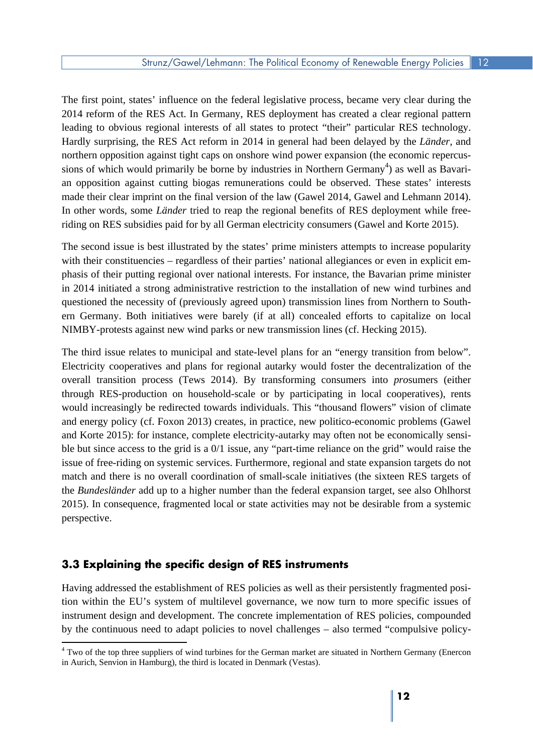The first point, states' influence on the federal legislative process, became very clear during the 2014 reform of the RES Act. In Germany, RES deployment has created a clear regional pattern leading to obvious regional interests of all states to protect "their" particular RES technology. Hardly surprising, the RES Act reform in 2014 in general had been delayed by the *Länder*, and northern opposition against tight caps on onshore wind power expansion (the economic repercussions of which would primarily be borne by industries in Northern Germany[4]) as well as Bavarian opposition against cutting biogas remunerations could be observed. These states' interests made their clear imprint on the final version of the law (Gawel 2014, Gawel and Lehmann 2014). In other words, some *Länder* tried to reap the regional benefits of RES deployment while free-riding on RES subsidies paid for by all German electricity consumers (Gawel and Korte 2015).

The second issue is best illustrated by the states' prime ministers attempts to increase popularity with their constituencies – regardless of their parties' national allegiances or even in explicit emphasis of their putting regional over national interests. For instance, the Bavarian prime minister in 2014 initiated a strong administrative restriction to the installation of new wind turbines and questioned the necessity of (previously agreed upon) transmission lines from Northern to Southern Germany. Both initiatives were barely (if at all) concealed efforts to capitalize on local NIMBY-protests against new wind parks or new transmission lines (cf. Hecking 2015).

The third issue relates to municipal and state-level plans for an "energy transition from below". Electricity cooperatives and plans for regional autarky would foster the decentralization of the overall transition process (Tews 2014). By transforming consumers into *pro*sumers (either through RES-production on household-scale or by participating in local cooperatives), rents would increasingly be redirected towards individuals. This "thousand flowers" vision of climate and energy policy (cf. Foxon 2013) creates, in practice, new politico-economic problems (Gawel and Korte 2015): for instance, complete electricity-autarky may often not be economically sensible but since access to the grid is a 0/1 issue, any "part-time reliance on the grid" would raise the issue of free-riding on systemic services. Furthermore, regional and state expansion targets do not match and there is no overall coordination of small-scale initiatives (the sixteen RES targets of the *Bundesländer* add up to a higher number than the federal expansion target, see also Ohlhorst 2015). In consequence, fragmented local or state activities may not be desirable from a systemic perspective.

### 3.3 Explaining the specific design of RES instruments

Having addressed the establishment of RES policies as well as their persistently fragmented position within the EU's system of multilevel governance, we now turn to more specific issues of instrument design and development. The concrete implementation of RES policies, compounded by the continuous need to adapt policies to novel challenges – also termed "compulsive policy-

[4] Two of the top three suppliers of wind turbines for the German market are situated in Northern Germany (Enercon in Aurich, Senvion in Hamburg), the third is located in Denmark (Vestas).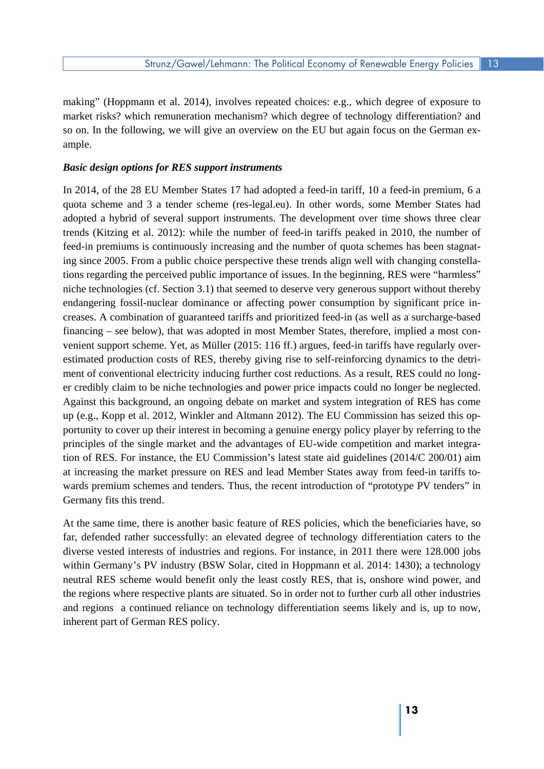making" (Hoppmann et al. 2014), involves repeated choices: e.g., which degree of exposure to market risks? which remuneration mechanism? which degree of technology differentiation? and so on. In the following, we will give an overview on the EU but again focus on the German example.

***Basic design options for RES support instruments***

In 2014, of the 28 EU Member States 17 had adopted a feed-in tariff, 10 a feed-in premium, 6 a quota scheme and 3 a tender scheme (res-legal.eu). In other words, some Member States had adopted a hybrid of several support instruments. The development over time shows three clear trends (Kitzing et al. 2012): while the number of feed-in tariffs peaked in 2010, the number of feed-in premiums is continuously increasing and the number of quota schemes has been stagnating since 2005. From a public choice perspective these trends align well with changing constellations regarding the perceived public importance of issues. In the beginning, RES were "harmless" niche technologies (cf. Section 3.1) that seemed to deserve very generous support without thereby endangering fossil-nuclear dominance or affecting power consumption by significant price increases. A combination of guaranteed tariffs and prioritized feed-in (as well as a surcharge-based financing – see below), that was adopted in most Member States, therefore, implied a most convenient support scheme. Yet, as Müller (2015: 116 ff.) argues, feed-in tariffs have regularly overestimated production costs of RES, thereby giving rise to self-reinforcing dynamics to the detriment of conventional electricity inducing further cost reductions. As a result, RES could no longer credibly claim to be niche technologies and power price impacts could no longer be neglected. Against this background, an ongoing debate on market and system integration of RES has come up (e.g., Kopp et al. 2012, Winkler and Altmann 2012). The EU Commission has seized this opportunity to cover up their interest in becoming a genuine energy policy player by referring to the principles of the single market and the advantages of EU-wide competition and market integration of RES. For instance, the EU Commission's latest state aid guidelines (2014/C 200/01) aim at increasing the market pressure on RES and lead Member States away from feed-in tariffs towards premium schemes and tenders. Thus, the recent introduction of "prototype PV tenders" in Germany fits this trend.

At the same time, there is another basic feature of RES policies, which the beneficiaries have, so far, defended rather successfully: an elevated degree of technology differentiation caters to the diverse vested interests of industries and regions. For instance, in 2011 there were 128.000 jobs within Germany's PV industry (BSW Solar, cited in Hoppmann et al. 2014: 1430); a technology neutral RES scheme would benefit only the least costly RES, that is, onshore wind power, and the regions where respective plants are situated. So in order not to further curb all other industries and regions a continued reliance on technology differentiation seems likely and is, up to now, inherent part of German RES policy.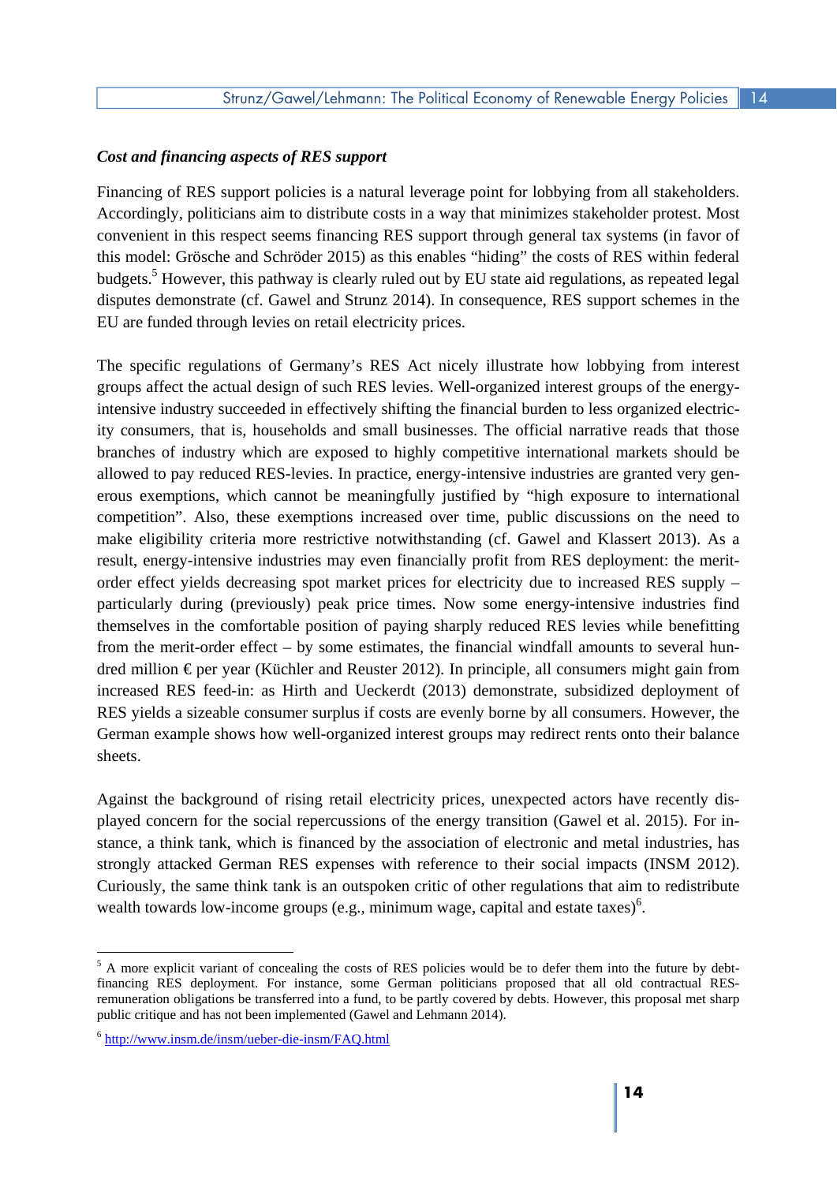***Cost and financing aspects of RES support***

Financing of RES support policies is a natural leverage point for lobbying from all stakeholders. Accordingly, politicians aim to distribute costs in a way that minimizes stakeholder protest. Most convenient in this respect seems financing RES support through general tax systems (in favor of this model: Grösche and Schröder 2015) as this enables "hiding" the costs of RES within federal budgets.[5] However, this pathway is clearly ruled out by EU state aid regulations, as repeated legal disputes demonstrate (cf. Gawel and Strunz 2014). In consequence, RES support schemes in the EU are funded through levies on retail electricity prices.

The specific regulations of Germany's RES Act nicely illustrate how lobbying from interest groups affect the actual design of such RES levies. Well-organized interest groups of the energy-intensive industry succeeded in effectively shifting the financial burden to less organized electricity consumers, that is, households and small businesses. The official narrative reads that those branches of industry which are exposed to highly competitive international markets should be allowed to pay reduced RES-levies. In practice, energy-intensive industries are granted very generous exemptions, which cannot be meaningfully justified by "high exposure to international competition". Also, these exemptions increased over time, public discussions on the need to make eligibility criteria more restrictive notwithstanding (cf. Gawel and Klassert 2013). As a result, energy-intensive industries may even financially profit from RES deployment: the merit-order effect yields decreasing spot market prices for electricity due to increased RES supply – particularly during (previously) peak price times. Now some energy-intensive industries find themselves in the comfortable position of paying sharply reduced RES levies while benefitting from the merit-order effect – by some estimates, the financial windfall amounts to several hundred million € per year (Küchler and Reuster 2012). In principle, all consumers might gain from increased RES feed-in: as Hirth and Ueckerdt (2013) demonstrate, subsidized deployment of RES yields a sizeable consumer surplus if costs are evenly borne by all consumers. However, the German example shows how well-organized interest groups may redirect rents onto their balance sheets.

Against the background of rising retail electricity prices, unexpected actors have recently displayed concern for the social repercussions of the energy transition (Gawel et al. 2015). For instance, a think tank, which is financed by the association of electronic and metal industries, has strongly attacked German RES expenses with reference to their social impacts (INSM 2012). Curiously, the same think tank is an outspoken critic of other regulations that aim to redistribute wealth towards low-income groups (e.g., minimum wage, capital and estate taxes)[6].

---

[5] A more explicit variant of concealing the costs of RES policies would be to defer them into the future by debt-financing RES deployment. For instance, some German politicians proposed that all old contractual RES-remuneration obligations be transferred into a fund, to be partly covered by debts. However, this proposal met sharp public critique and has not been implemented (Gawel and Lehmann 2014).

[6] http://www.insm.de/insm/ueber-die-insm/FAQ.html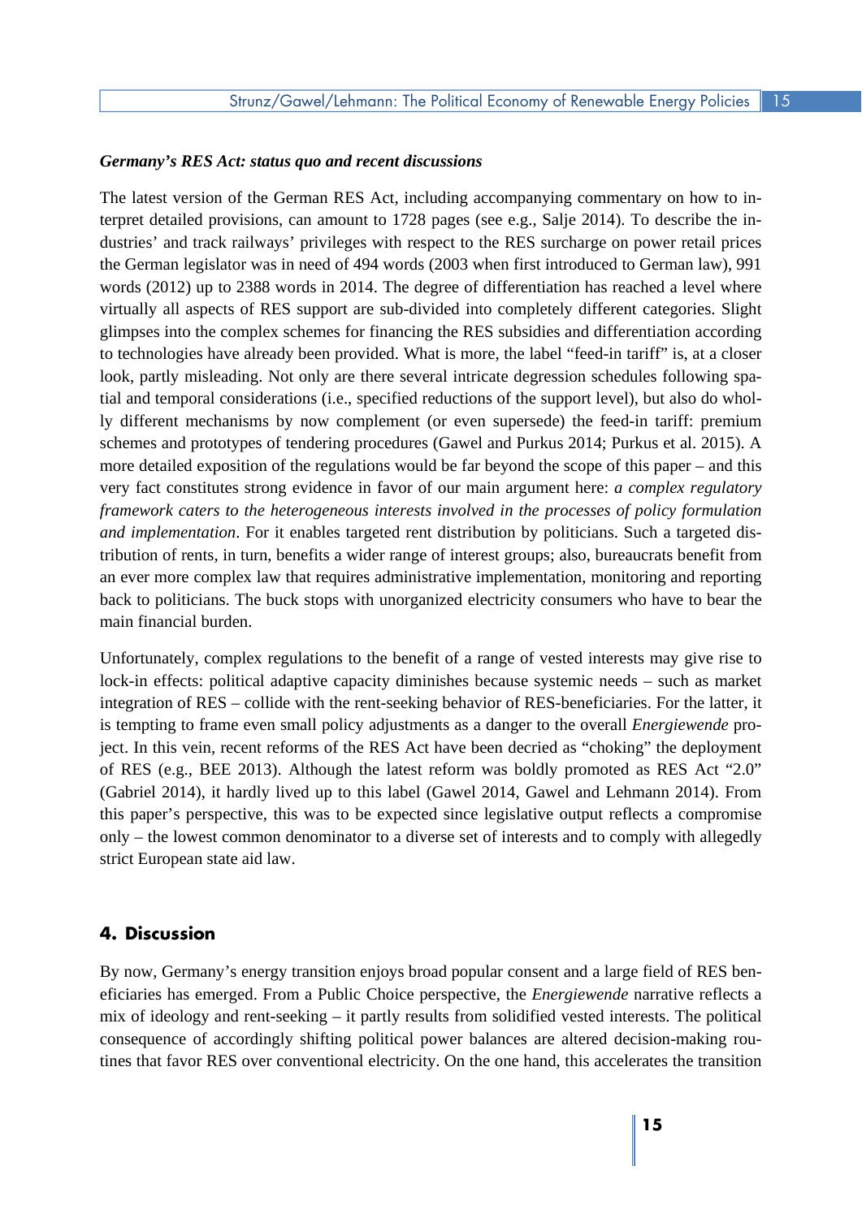***Germany's RES Act: status quo and recent discussions***

The latest version of the German RES Act, including accompanying commentary on how to interpret detailed provisions, can amount to 1728 pages (see e.g., Salje 2014). To describe the industries' and track railways' privileges with respect to the RES surcharge on power retail prices the German legislator was in need of 494 words (2003 when first introduced to German law), 991 words (2012) up to 2388 words in 2014. The degree of differentiation has reached a level where virtually all aspects of RES support are sub-divided into completely different categories. Slight glimpses into the complex schemes for financing the RES subsidies and differentiation according to technologies have already been provided. What is more, the label "feed-in tariff" is, at a closer look, partly misleading. Not only are there several intricate degression schedules following spatial and temporal considerations (i.e., specified reductions of the support level), but also do wholly different mechanisms by now complement (or even supersede) the feed-in tariff: premium schemes and prototypes of tendering procedures (Gawel and Purkus 2014; Purkus et al. 2015). A more detailed exposition of the regulations would be far beyond the scope of this paper – and this very fact constitutes strong evidence in favor of our main argument here: *a complex regulatory framework caters to the heterogeneous interests involved in the processes of policy formulation and implementation*. For it enables targeted rent distribution by politicians. Such a targeted distribution of rents, in turn, benefits a wider range of interest groups; also, bureaucrats benefit from an ever more complex law that requires administrative implementation, monitoring and reporting back to politicians. The buck stops with unorganized electricity consumers who have to bear the main financial burden.

Unfortunately, complex regulations to the benefit of a range of vested interests may give rise to lock-in effects: political adaptive capacity diminishes because systemic needs – such as market integration of RES – collide with the rent-seeking behavior of RES-beneficiaries. For the latter, it is tempting to frame even small policy adjustments as a danger to the overall *Energiewende* project. In this vein, recent reforms of the RES Act have been decried as "choking" the deployment of RES (e.g., BEE 2013). Although the latest reform was boldly promoted as RES Act "2.0" (Gabriel 2014), it hardly lived up to this label (Gawel 2014, Gawel and Lehmann 2014). From this paper's perspective, this was to be expected since legislative output reflects a compromise only – the lowest common denominator to a diverse set of interests and to comply with allegedly strict European state aid law.

## 4. Discussion

By now, Germany's energy transition enjoys broad popular consent and a large field of RES beneficiaries has emerged. From a Public Choice perspective, the *Energiewende* narrative reflects a mix of ideology and rent-seeking – it partly results from solidified vested interests. The political consequence of accordingly shifting political power balances are altered decision-making routines that favor RES over conventional electricity. On the one hand, this accelerates the transition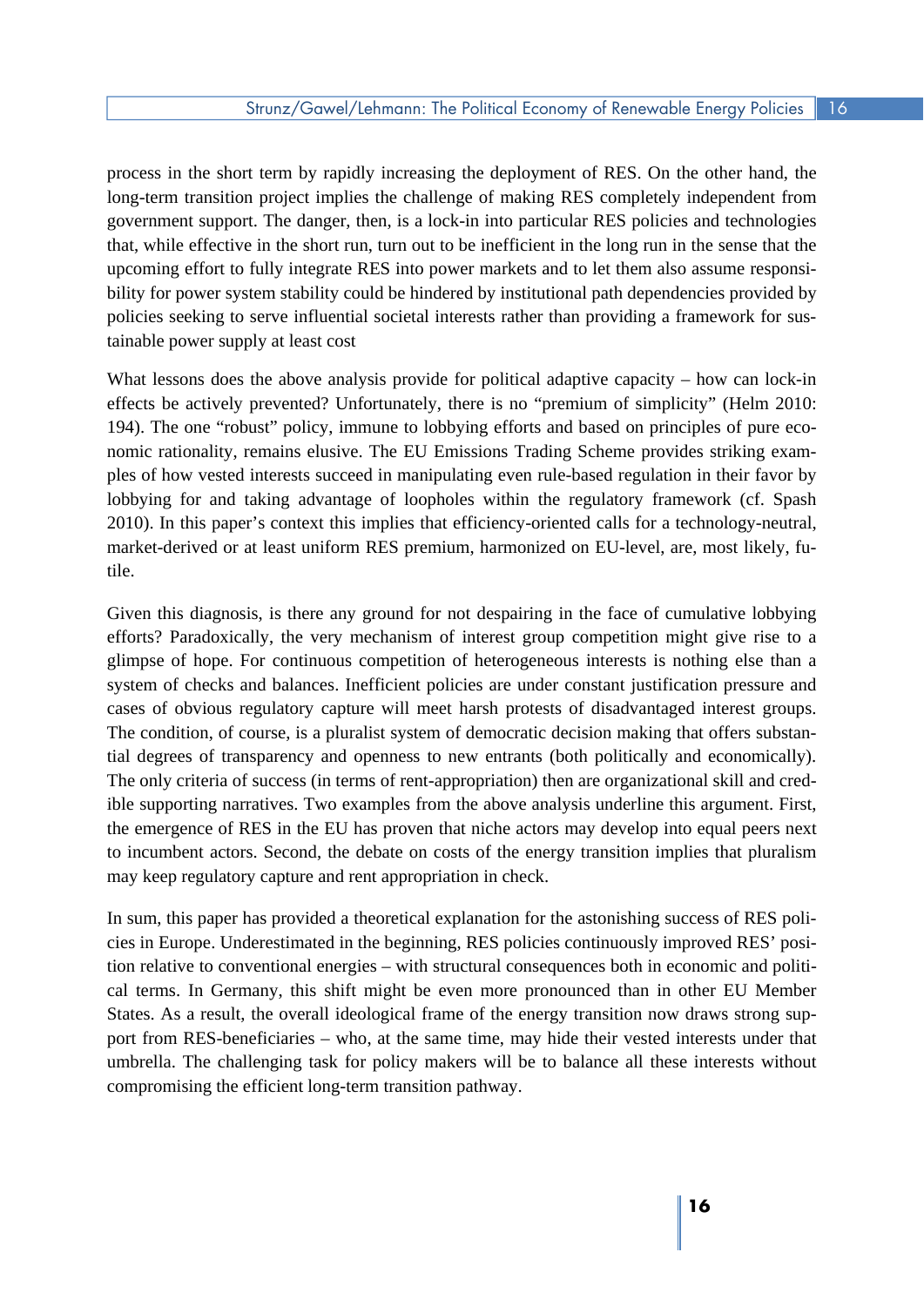process in the short term by rapidly increasing the deployment of RES. On the other hand, the long-term transition project implies the challenge of making RES completely independent from government support. The danger, then, is a lock-in into particular RES policies and technologies that, while effective in the short run, turn out to be inefficient in the long run in the sense that the upcoming effort to fully integrate RES into power markets and to let them also assume responsibility for power system stability could be hindered by institutional path dependencies provided by policies seeking to serve influential societal interests rather than providing a framework for sustainable power supply at least cost

What lessons does the above analysis provide for political adaptive capacity – how can lock-in effects be actively prevented? Unfortunately, there is no "premium of simplicity" (Helm 2010: 194). The one "robust" policy, immune to lobbying efforts and based on principles of pure economic rationality, remains elusive. The EU Emissions Trading Scheme provides striking examples of how vested interests succeed in manipulating even rule-based regulation in their favor by lobbying for and taking advantage of loopholes within the regulatory framework (cf. Spash 2010). In this paper's context this implies that efficiency-oriented calls for a technology-neutral, market-derived or at least uniform RES premium, harmonized on EU-level, are, most likely, futile.

Given this diagnosis, is there any ground for not despairing in the face of cumulative lobbying efforts? Paradoxically, the very mechanism of interest group competition might give rise to a glimpse of hope. For continuous competition of heterogeneous interests is nothing else than a system of checks and balances. Inefficient policies are under constant justification pressure and cases of obvious regulatory capture will meet harsh protests of disadvantaged interest groups. The condition, of course, is a pluralist system of democratic decision making that offers substantial degrees of transparency and openness to new entrants (both politically and economically). The only criteria of success (in terms of rent-appropriation) then are organizational skill and credible supporting narratives. Two examples from the above analysis underline this argument. First, the emergence of RES in the EU has proven that niche actors may develop into equal peers next to incumbent actors. Second, the debate on costs of the energy transition implies that pluralism may keep regulatory capture and rent appropriation in check.

In sum, this paper has provided a theoretical explanation for the astonishing success of RES policies in Europe. Underestimated in the beginning, RES policies continuously improved RES' position relative to conventional energies – with structural consequences both in economic and political terms. In Germany, this shift might be even more pronounced than in other EU Member States. As a result, the overall ideological frame of the energy transition now draws strong support from RES-beneficiaries – who, at the same time, may hide their vested interests under that umbrella. The challenging task for policy makers will be to balance all these interests without compromising the efficient long-term transition pathway.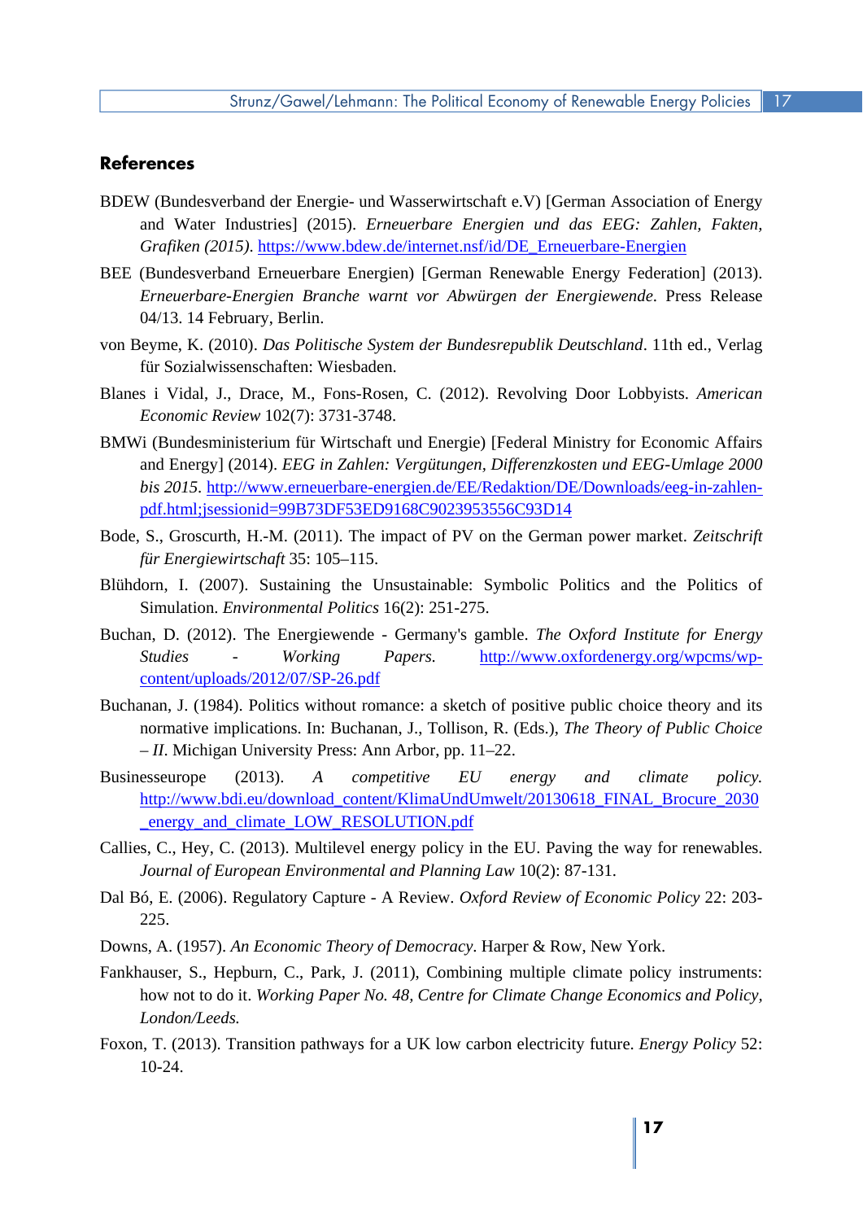## References

BDEW (Bundesverband der Energie- und Wasserwirtschaft e.V) [German Association of Energy and Water Industries] (2015). *Erneuerbare Energien und das EEG: Zahlen, Fakten, Grafiken (2015)*. https://www.bdew.de/internet.nsf/id/DE_Erneuerbare-Energien

BEE (Bundesverband Erneuerbare Energien) [German Renewable Energy Federation] (2013). *Erneuerbare-Energien Branche warnt vor Abwürgen der Energiewende*. Press Release 04/13. 14 February, Berlin.

von Beyme, K. (2010). *Das Politische System der Bundesrepublik Deutschland*. 11th ed., Verlag für Sozialwissenschaften: Wiesbaden.

Blanes i Vidal, J., Drace, M., Fons-Rosen, C. (2012). Revolving Door Lobbyists. *American Economic Review* 102(7): 3731-3748.

BMWi (Bundesministerium für Wirtschaft und Energie) [Federal Ministry for Economic Affairs and Energy] (2014). *EEG in Zahlen: Vergütungen, Differenzkosten und EEG-Umlage 2000 bis 2015*. http://www.erneuerbare-energien.de/EE/Redaktion/DE/Downloads/eeg-in-zahlen-pdf.html;jsessionid=99B73DF53ED9168C9023953556C93D14

Bode, S., Groscurth, H.-M. (2011). The impact of PV on the German power market. *Zeitschrift für Energiewirtschaft* 35: 105–115.

Blühdorn, I. (2007). Sustaining the Unsustainable: Symbolic Politics and the Politics of Simulation. *Environmental Politics* 16(2): 251-275.

Buchan, D. (2012). The Energiewende - Germany's gamble. *The Oxford Institute for Energy Studies - Working Papers.* http://www.oxfordenergy.org/wpcms/wp-content/uploads/2012/07/SP-26.pdf

Buchanan, J. (1984). Politics without romance: a sketch of positive public choice theory and its normative implications. In: Buchanan, J., Tollison, R. (Eds.), *The Theory of Public Choice – II*. Michigan University Press: Ann Arbor, pp. 11–22.

Businesseurope (2013). *A competitive EU energy and climate policy.* http://www.bdi.eu/download_content/KlimaUndUmwelt/20130618_FINAL_Brocure_2030_energy_and_climate_LOW_RESOLUTION.pdf

Callies, C., Hey, C. (2013). Multilevel energy policy in the EU. Paving the way for renewables. *Journal of European Environmental and Planning Law* 10(2): 87-131.

Dal Bó, E. (2006). Regulatory Capture - A Review. *Oxford Review of Economic Policy* 22: 203-225.

Downs, A. (1957). *An Economic Theory of Democracy*. Harper & Row, New York.

Fankhauser, S., Hepburn, C., Park, J. (2011), Combining multiple climate policy instruments: how not to do it. *Working Paper No. 48, Centre for Climate Change Economics and Policy, London/Leeds.*

Foxon, T. (2013). Transition pathways for a UK low carbon electricity future. *Energy Policy* 52: 10-24.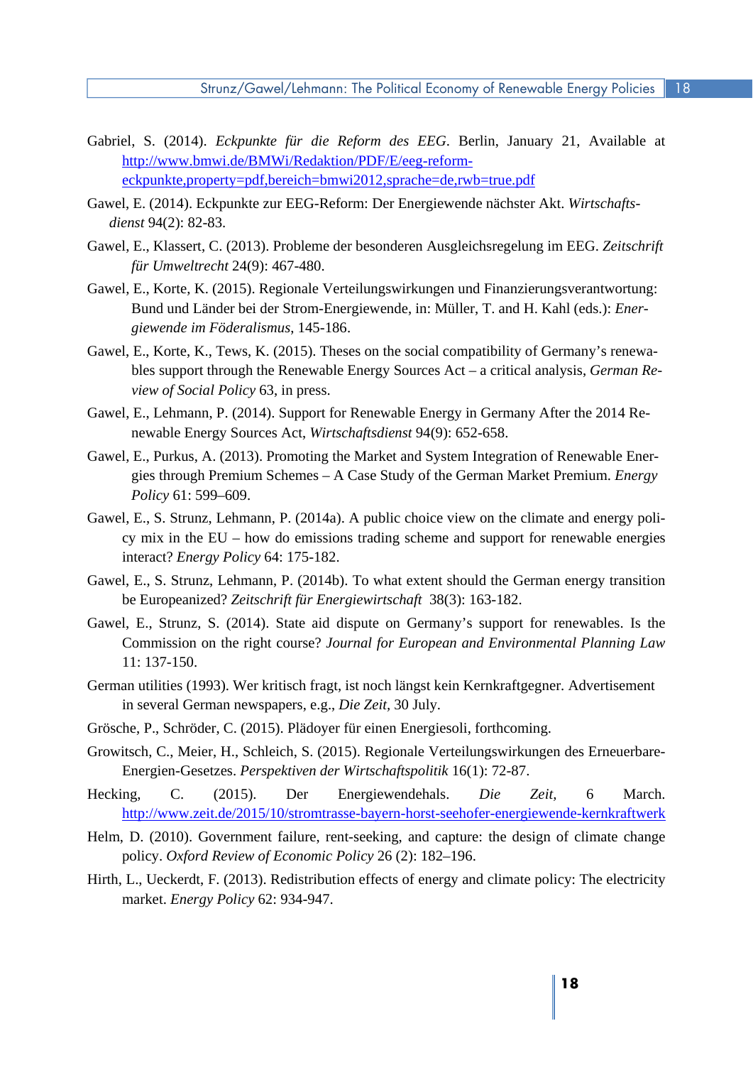Gabriel, S. (2014). *Eckpunkte für die Reform des EEG*. Berlin, January 21, Available at http://www.bmwi.de/BMWi/Redaktion/PDF/E/eeg-reform-eckpunkte,property=pdf,bereich=bmwi2012,sprache=de,rwb=true.pdf

Gawel, E. (2014). Eckpunkte zur EEG-Reform: Der Energiewende nächster Akt. *Wirtschaftsdienst* 94(2): 82-83.

Gawel, E., Klassert, C. (2013). Probleme der besonderen Ausgleichsregelung im EEG. *Zeitschrift für Umweltrecht* 24(9): 467-480.

Gawel, E., Korte, K. (2015). Regionale Verteilungswirkungen und Finanzierungsverantwortung: Bund und Länder bei der Strom-Energiewende, in: Müller, T. and H. Kahl (eds.): *Energiewende im Föderalismus*, 145-186.

Gawel, E., Korte, K., Tews, K. (2015). Theses on the social compatibility of Germany's renewables support through the Renewable Energy Sources Act – a critical analysis, *German Review of Social Policy* 63, in press.

Gawel, E., Lehmann, P. (2014). Support for Renewable Energy in Germany After the 2014 Renewable Energy Sources Act, *Wirtschaftsdienst* 94(9): 652-658.

Gawel, E., Purkus, A. (2013). Promoting the Market and System Integration of Renewable Energies through Premium Schemes – A Case Study of the German Market Premium. *Energy Policy* 61: 599–609.

Gawel, E., S. Strunz, Lehmann, P. (2014a). A public choice view on the climate and energy policy mix in the EU – how do emissions trading scheme and support for renewable energies interact? *Energy Policy* 64: 175-182.

Gawel, E., S. Strunz, Lehmann, P. (2014b). To what extent should the German energy transition be Europeanized? *Zeitschrift für Energiewirtschaft* 38(3): 163-182.

Gawel, E., Strunz, S. (2014). State aid dispute on Germany's support for renewables. Is the Commission on the right course? *Journal for European and Environmental Planning Law* 11: 137-150.

German utilities (1993). Wer kritisch fragt, ist noch längst kein Kernkraftgegner. Advertisement in several German newspapers, e.g., *Die Zeit,* 30 July.

Grösche, P., Schröder, C. (2015). Plädoyer für einen Energiesoli, forthcoming.

Growitsch, C., Meier, H., Schleich, S. (2015). Regionale Verteilungswirkungen des Erneuerbare-Energien-Gesetzes. *Perspektiven der Wirtschaftspolitik* 16(1): 72-87.

Hecking, C. (2015). Der Energiewendehals. *Die Zeit,* 6 March. http://www.zeit.de/2015/10/stromtrasse-bayern-horst-seehofer-energiewende-kernkraftwerk

Helm, D. (2010). Government failure, rent-seeking, and capture: the design of climate change policy. *Oxford Review of Economic Policy* 26 (2): 182–196.

Hirth, L., Ueckerdt, F. (2013). Redistribution effects of energy and climate policy: The electricity market. *Energy Policy* 62: 934-947.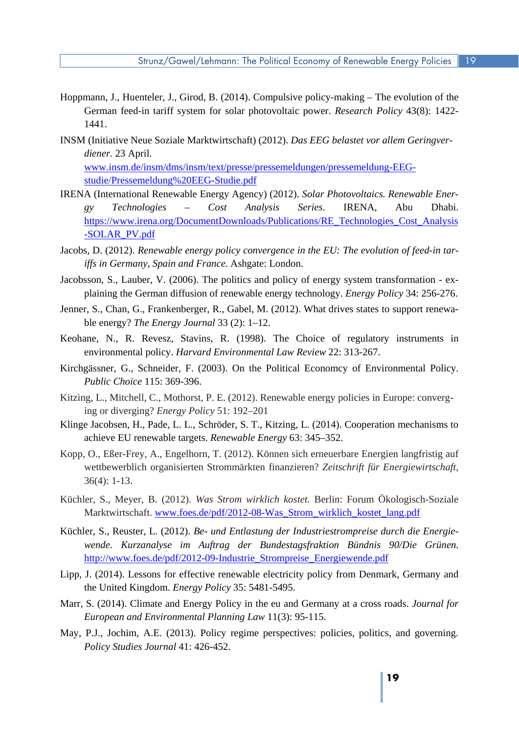Hoppmann, J., Huenteler, J., Girod, B. (2014). Compulsive policy-making – The evolution of the German feed-in tariff system for solar photovoltaic power. *Research Policy* 43(8): 1422-1441.

INSM (Initiative Neue Soziale Marktwirtschaft) (2012). *Das EEG belastet vor allem Geringverdiener.* 23 April. www.insm.de/insm/dms/insm/text/presse/pressemeldungen/pressemeldung-EEG-studie/Pressemeldung%20EEG-Studie.pdf

IRENA (International Renewable Energy Agency) (2012). *Solar Photovoltaics. Renewable Energy Technologies – Cost Analysis Series.* IRENA, Abu Dhabi. https://www.irena.org/DocumentDownloads/Publications/RE_Technologies_Cost_Analysis-SOLAR_PV.pdf

Jacobs, D. (2012). *Renewable energy policy convergence in the EU: The evolution of feed-in tariffs in Germany, Spain and France.* Ashgate: London.

Jacobsson, S., Lauber, V. (2006). The politics and policy of energy system transformation - explaining the German diffusion of renewable energy technology. *Energy Policy* 34: 256-276.

Jenner, S., Chan, G., Frankenberger, R., Gabel, M. (2012). What drives states to support renewable energy? *The Energy Journal* 33 (2): 1–12.

Keohane, N., R. Revesz, Stavins, R. (1998). The Choice of regulatory instruments in environmental policy. *Harvard Environmental Law Review* 22: 313-267.

Kirchgässner, G., Schneider, F. (2003). On the Political Economcy of Environmental Policy. *Public Choice* 115: 369-396.

Kitzing, L., Mitchell, C., Mothorst, P. E. (2012). Renewable energy policies in Europe: converging or diverging? *Energy Policy* 51: 192–201

Klinge Jacobsen, H., Pade, L. L., Schröder, S. T., Kitzing, L. (2014). Cooperation mechanisms to achieve EU renewable targets. *Renewable Energy* 63: 345–352.

Kopp, O., Eßer-Frey, A., Engelhorn, T. (2012). Können sich erneuerbare Energien langfristig auf wettbewerblich organisierten Strommärkten finanzieren? *Zeitschrift für Energiewirtschaft*, 36(4): 1-13.

Küchler, S., Meyer, B. (2012). *Was Strom wirklich kostet.* Berlin: Forum Ökologisch-Soziale Marktwirtschaft. www.foes.de/pdf/2012-08-Was_Strom_wirklich_kostet_lang.pdf

Küchler, S., Reuster, L. (2012). *Be- und Entlastung der Industriestrompreise durch die Energiewende. Kurzanalyse im Auftrag der Bundestagsfraktion Bündnis 90/Die Grünen.* http://www.foes.de/pdf/2012-09-Industrie_Strompreise_Energiewende.pdf

Lipp, J. (2014). Lessons for effective renewable electricity policy from Denmark, Germany and the United Kingdom. *Energy Policy* 35: 5481-5495.

Marr, S. (2014). Climate and Energy Policy in the eu and Germany at a cross roads. *Journal for European and Environmental Planning Law* 11(3): 95-115.

May, P.J., Jochim, A.E. (2013). Policy regime perspectives: policies, politics, and governing. *Policy Studies Journal* 41: 426-452.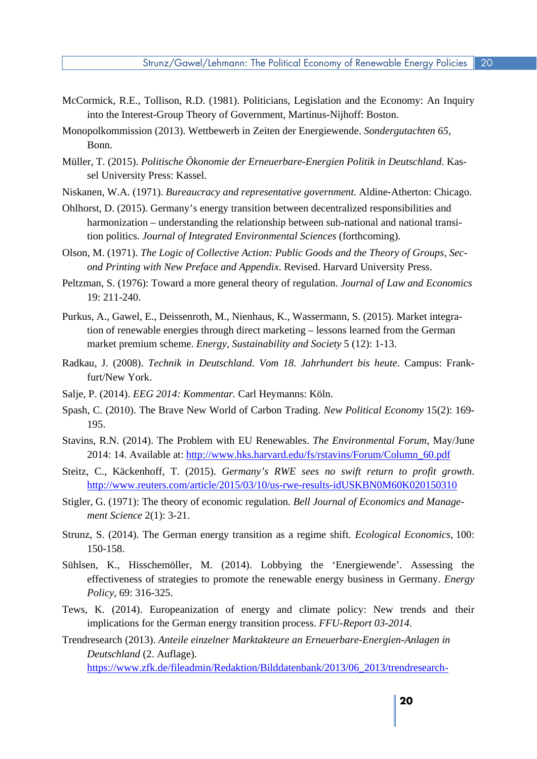McCormick, R.E., Tollison, R.D. (1981). Politicians, Legislation and the Economy: An Inquiry into the Interest-Group Theory of Government, Martinus-Nijhoff: Boston.

Monopolkommission (2013). Wettbewerb in Zeiten der Energiewende. *Sondergutachten 65*, Bonn.

Müller, T. (2015). *Politische Ökonomie der Erneuerbare-Energien Politik in Deutschland*. Kassel University Press: Kassel.

Niskanen, W.A. (1971). *Bureaucracy and representative government.* Aldine-Atherton: Chicago.

Ohlhorst, D. (2015). Germany's energy transition between decentralized responsibilities and harmonization – understanding the relationship between sub-national and national transition politics. *Journal of Integrated Environmental Sciences* (forthcoming).

Olson, M. (1971). *The Logic of Collective Action: Public Goods and the Theory of Groups, Second Printing with New Preface and Appendix*. Revised. Harvard University Press.

Peltzman, S. (1976): Toward a more general theory of regulation. *Journal of Law and Economics* 19: 211-240.

Purkus, A., Gawel, E., Deissenroth, M., Nienhaus, K., Wassermann, S. (2015). Market integration of renewable energies through direct marketing – lessons learned from the German market premium scheme. *Energy, Sustainability and Society* 5 (12): 1-13.

Radkau, J. (2008). *Technik in Deutschland. Vom 18. Jahrhundert bis heute*. Campus: Frankfurt/New York.

Salje, P. (2014). *EEG 2014: Kommentar.* Carl Heymanns: Köln.

Spash, C. (2010). The Brave New World of Carbon Trading. *New Political Economy* 15(2): 169-195.

Stavins, R.N. (2014). The Problem with EU Renewables. *The Environmental Forum*, May/June 2014: 14. Available at: http://www.hks.harvard.edu/fs/rstavins/Forum/Column_60.pdf

Steitz, C., Käckenhoff, T. (2015). *Germany's RWE sees no swift return to profit growth*. http://www.reuters.com/article/2015/03/10/us-rwe-results-idUSKBN0M60K020150310

Stigler, G. (1971): The theory of economic regulation. *Bell Journal of Economics and Management Science* 2(1): 3-21.

Strunz, S. (2014). The German energy transition as a regime shift. *Ecological Economics*, 100: 150-158.

Sühlsen, K., Hisschemöller, M. (2014). Lobbying the 'Energiewende'. Assessing the effectiveness of strategies to promote the renewable energy business in Germany. *Energy Policy*, 69: 316-325.

Tews, K. (2014). Europeanization of energy and climate policy: New trends and their implications for the German energy transition process. *FFU-Report 03-2014*.

Trendresearch (2013). *Anteile einzelner Marktakteure an Erneuerbare-Energien-Anlagen in Deutschland* (2. Auflage).
https://www.zfk.de/fileadmin/Redaktion/Bilddatenbank/2013/06_2013/trendresearch-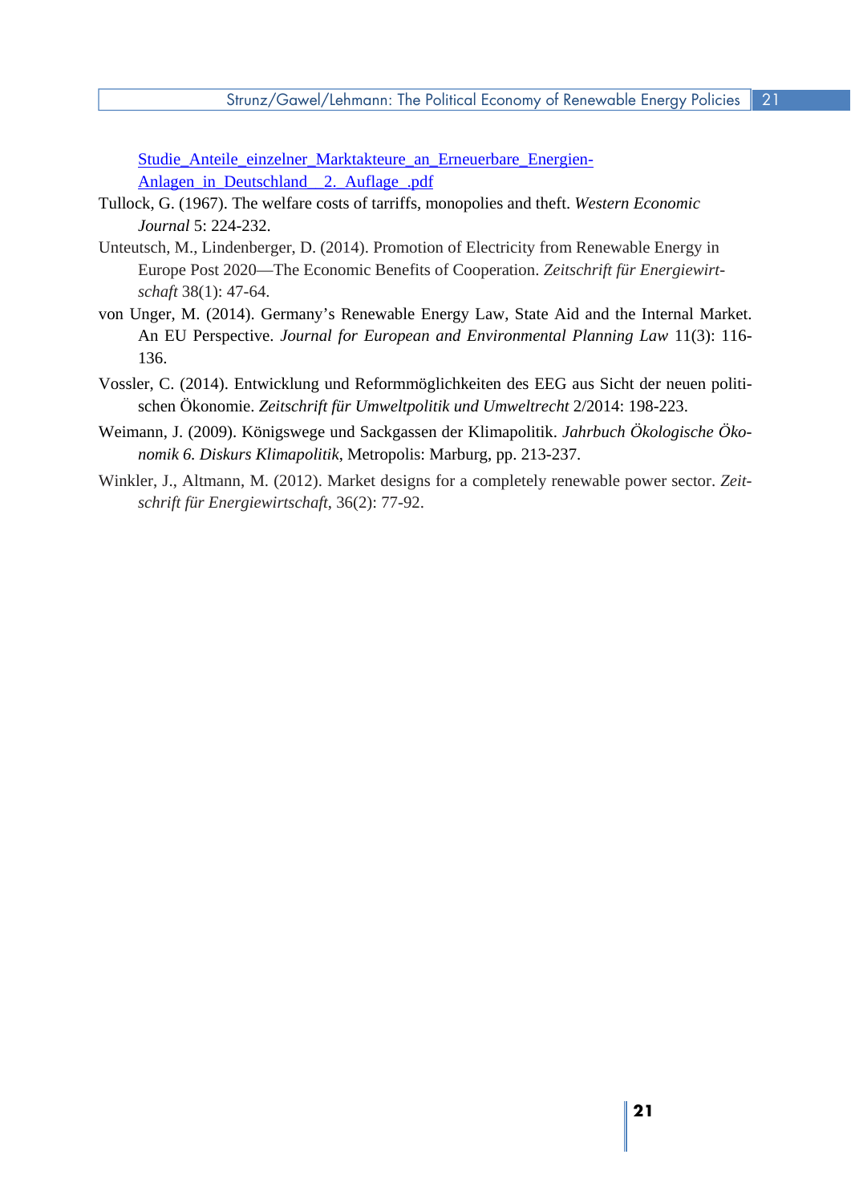Studie_Anteile_einzelner_Marktakteure_an_Erneuerbare_Energien-Anlagen_in_Deutschland__2._Auflage_.pdf

Tullock, G. (1967). The welfare costs of tarriffs, monopolies and theft. *Western Economic Journal* 5: 224-232.

Unteutsch, M., Lindenberger, D. (2014). Promotion of Electricity from Renewable Energy in Europe Post 2020—The Economic Benefits of Cooperation. *Zeitschrift für Energiewirtschaft* 38(1): 47-64.

von Unger, M. (2014). Germany's Renewable Energy Law, State Aid and the Internal Market. An EU Perspective. *Journal for European and Environmental Planning Law* 11(3): 116-136.

Vossler, C. (2014). Entwicklung und Reformmöglichkeiten des EEG aus Sicht der neuen politischen Ökonomie. *Zeitschrift für Umweltpolitik und Umweltrecht* 2/2014: 198-223.

Weimann, J. (2009). Königswege und Sackgassen der Klimapolitik. *Jahrbuch Ökologische Ökonomik 6. Diskurs Klimapolitik*, Metropolis: Marburg, pp. 213-237.

Winkler, J., Altmann, M. (2012). Market designs for a completely renewable power sector. *Zeitschrift für Energiewirtschaft*, 36(2): 77-92.